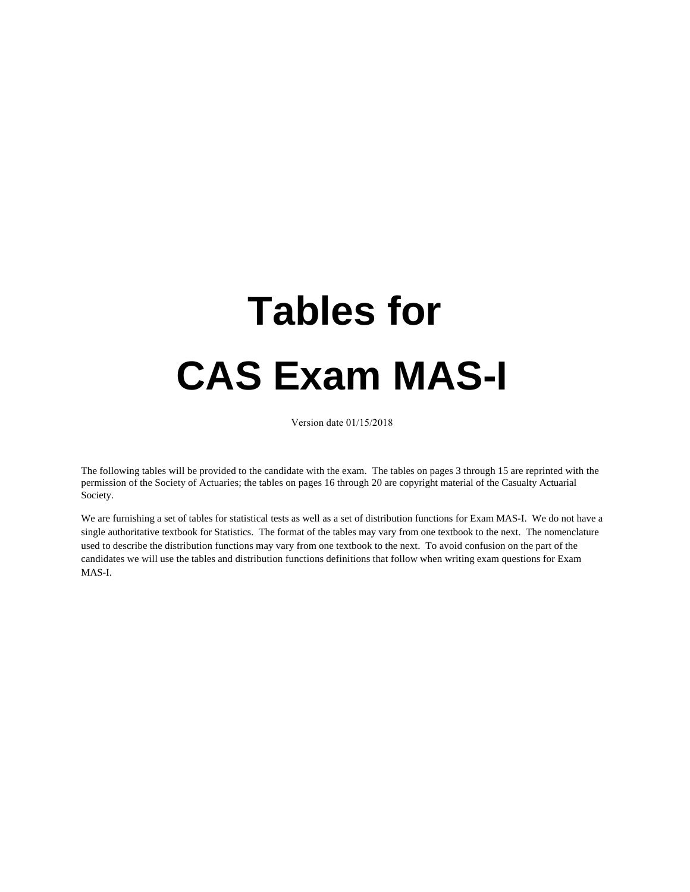# Tables for CAS Exam MAS-I

Version date 01/15/2018

The following tables will be provided to the candidate with the exam. The tables on pages 3 through 15 are reprinted with the permission of the Society of Actuaries; the tables on pages 16 through 20 are copyright material of the Casualty Actuarial Society.

We are furnishing a set of tables for statistical tests as well as a set of distribution functions for Exam MAS-I. We do not have a single authoritative textbook for Statistics. The format of the tables may vary from one textbook to the next. The nomenclature used to describe the distribution functions may vary from one textbook to the next. To avoid confusion on the part of the candidates we will use the tables and distribution functions definitions that follow when writing exam questions for Exam MAS-I.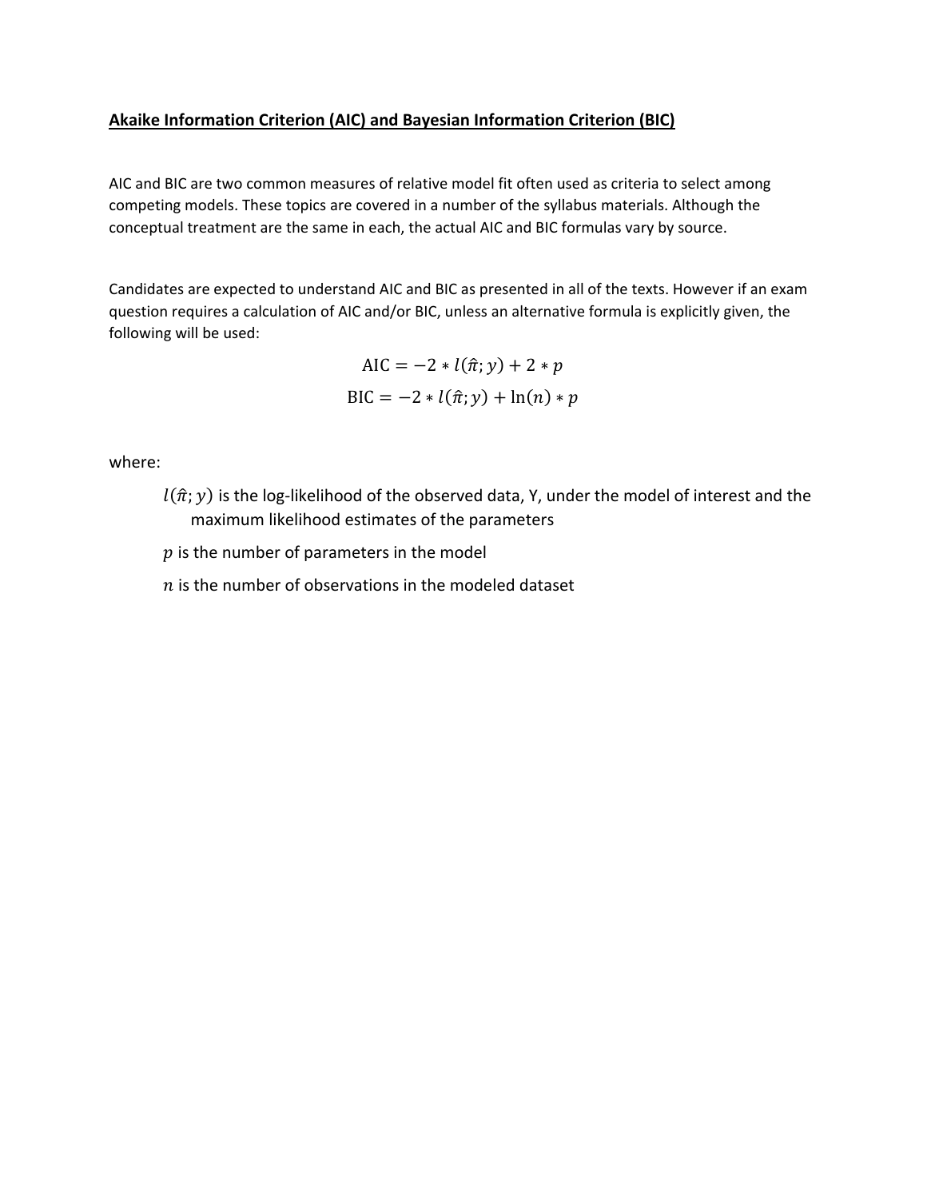## **Akaike Information Criterion (AIC) and Bayesian Information Criterion (BIC)**

AIC and BIC are two common measures of relative model fit often used as criteria to select among competing models. These topics are covered in a number of the syllabus materials. Although the conceptual treatment are the same in each, the actual AIC and BIC formulas vary by source.

Candidates are expected to understand AIC and BIC as presented in all of the texts. However if an exam question requires a calculation of AIC and/or BIC, unless an alternative formula is explicitly given, the following will be used:

$$\text{AIC} = -2 * l(\hat{\pi}; y) + 2 * p$$

$$\text{BIC} = -2 * l(\hat{\pi}; y) + \ln(n) * p$$

where:

- $l(\hat{\pi}; y)$ is the log-likelihood of the observed data, Y, under the model of interest and the maximum likelihood estimates of the parameters
- $p$ is the number of parameters in the model
- $n$ is the number of observations in the modeled dataset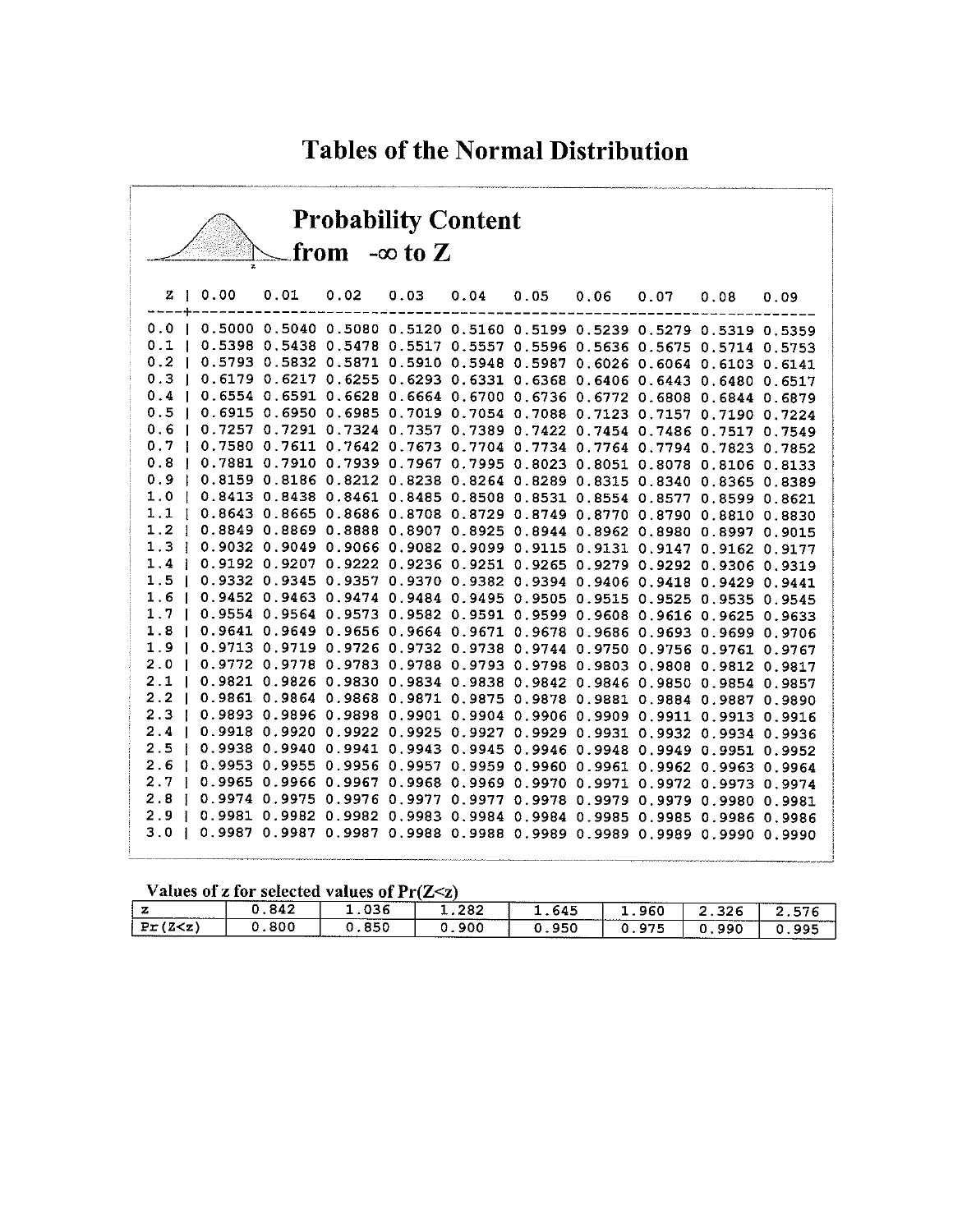# Tables of the Normal Distribution

## Probability Content from $-\infty$ to Z

| z | 0.00 | 0.01 | 0.02 | 0.03 | 0.04 | 0.05 | 0.06 | 0.07 | 0.08 | 0.09 |
|---|---|---|---|---|---|---|---|---|---|---|
| 0.0 | 0.5000 | 0.5040 | 0.5080 | 0.5120 | 0.5160 | 0.5199 | 0.5239 | 0.5279 | 0.5319 | 0.5359 |
| 0.1 | 0.5398 | 0.5438 | 0.5478 | 0.5517 | 0.5557 | 0.5596 | 0.5636 | 0.5675 | 0.5714 | 0.5753 |
| 0.2 | 0.5793 | 0.5832 | 0.5871 | 0.5910 | 0.5948 | 0.5987 | 0.6026 | 0.6064 | 0.6103 | 0.6141 |
| 0.3 | 0.6179 | 0.6217 | 0.6255 | 0.6293 | 0.6331 | 0.6368 | 0.6406 | 0.6443 | 0.6480 | 0.6517 |
| 0.4 | 0.6554 | 0.6591 | 0.6628 | 0.6664 | 0.6700 | 0.6736 | 0.6772 | 0.6808 | 0.6844 | 0.6879 |
| 0.5 | 0.6915 | 0.6950 | 0.6985 | 0.7019 | 0.7054 | 0.7088 | 0.7123 | 0.7157 | 0.7190 | 0.7224 |
| 0.6 | 0.7257 | 0.7291 | 0.7324 | 0.7357 | 0.7389 | 0.7422 | 0.7454 | 0.7486 | 0.7517 | 0.7549 |
| 0.7 | 0.7580 | 0.7611 | 0.7642 | 0.7673 | 0.7704 | 0.7734 | 0.7764 | 0.7794 | 0.7823 | 0.7852 |
| 0.8 | 0.7881 | 0.7910 | 0.7939 | 0.7967 | 0.7995 | 0.8023 | 0.8051 | 0.8078 | 0.8106 | 0.8133 |
| 0.9 | 0.8159 | 0.8186 | 0.8212 | 0.8238 | 0.8264 | 0.8289 | 0.8315 | 0.8340 | 0.8365 | 0.8389 |
| 1.0 | 0.8413 | 0.8438 | 0.8461 | 0.8485 | 0.8508 | 0.8531 | 0.8554 | 0.8577 | 0.8599 | 0.8621 |
| 1.1 | 0.8643 | 0.8665 | 0.8686 | 0.8708 | 0.8729 | 0.8749 | 0.8770 | 0.8790 | 0.8810 | 0.8830 |
| 1.2 | 0.8849 | 0.8869 | 0.8888 | 0.8907 | 0.8925 | 0.8944 | 0.8962 | 0.8980 | 0.8997 | 0.9015 |
| 1.3 | 0.9032 | 0.9049 | 0.9066 | 0.9082 | 0.9099 | 0.9115 | 0.9131 | 0.9147 | 0.9162 | 0.9177 |
| 1.4 | 0.9192 | 0.9207 | 0.9222 | 0.9236 | 0.9251 | 0.9265 | 0.9279 | 0.9292 | 0.9306 | 0.9319 |
| 1.5 | 0.9332 | 0.9345 | 0.9357 | 0.9370 | 0.9382 | 0.9394 | 0.9406 | 0.9418 | 0.9429 | 0.9441 |
| 1.6 | 0.9452 | 0.9463 | 0.9474 | 0.9484 | 0.9495 | 0.9505 | 0.9515 | 0.9525 | 0.9535 | 0.9545 |
| 1.7 | 0.9554 | 0.9564 | 0.9573 | 0.9582 | 0.9591 | 0.9599 | 0.9608 | 0.9616 | 0.9625 | 0.9633 |
| 1.8 | 0.9641 | 0.9649 | 0.9656 | 0.9664 | 0.9671 | 0.9678 | 0.9686 | 0.9693 | 0.9699 | 0.9706 |
| 1.9 | 0.9713 | 0.9719 | 0.9726 | 0.9732 | 0.9738 | 0.9744 | 0.9750 | 0.9756 | 0.9761 | 0.9767 |
| 2.0 | 0.9772 | 0.9778 | 0.9783 | 0.9788 | 0.9793 | 0.9798 | 0.9803 | 0.9808 | 0.9812 | 0.9817 |
| 2.1 | 0.9821 | 0.9826 | 0.9830 | 0.9834 | 0.9838 | 0.9842 | 0.9846 | 0.9850 | 0.9854 | 0.9857 |
| 2.2 | 0.9861 | 0.9864 | 0.9868 | 0.9871 | 0.9875 | 0.9878 | 0.9881 | 0.9884 | 0.9887 | 0.9890 |
| 2.3 | 0.9893 | 0.9896 | 0.9898 | 0.9901 | 0.9904 | 0.9906 | 0.9909 | 0.9911 | 0.9913 | 0.9916 |
| 2.4 | 0.9918 | 0.9920 | 0.9922 | 0.9925 | 0.9927 | 0.9929 | 0.9931 | 0.9932 | 0.9934 | 0.9936 |
| 2.5 | 0.9938 | 0.9940 | 0.9941 | 0.9943 | 0.9945 | 0.9946 | 0.9948 | 0.9949 | 0.9951 | 0.9952 |
| 2.6 | 0.9953 | 0.9955 | 0.9956 | 0.9957 | 0.9959 | 0.9960 | 0.9961 | 0.9962 | 0.9963 | 0.9964 |
| 2.7 | 0.9965 | 0.9966 | 0.9967 | 0.9968 | 0.9969 | 0.9970 | 0.9971 | 0.9972 | 0.9973 | 0.9974 |
| 2.8 | 0.9974 | 0.9975 | 0.9976 | 0.9977 | 0.9977 | 0.9978 | 0.9979 | 0.9979 | 0.9980 | 0.9981 |
| 2.9 | 0.9981 | 0.9982 | 0.9982 | 0.9983 | 0.9984 | 0.9984 | 0.9985 | 0.9985 | 0.9986 | 0.9986 |
| 3.0 | 0.9987 | 0.9987 | 0.9987 | 0.9988 | 0.9988 | 0.9989 | 0.9989 | 0.9989 | 0.9990 | 0.9990 |

**Values of z for selected values of Pr(Z<z)**

| z | 0.842 | 1.036 | 1.282 | 1.645 | 1.960 | 2.326 | 2.576 |
|---|---|---|---|---|---|---|---|
| Pr(Z<z) | 0.800 | 0.850 | 0.900 | 0.950 | 0.975 | 0.990 | 0.995 |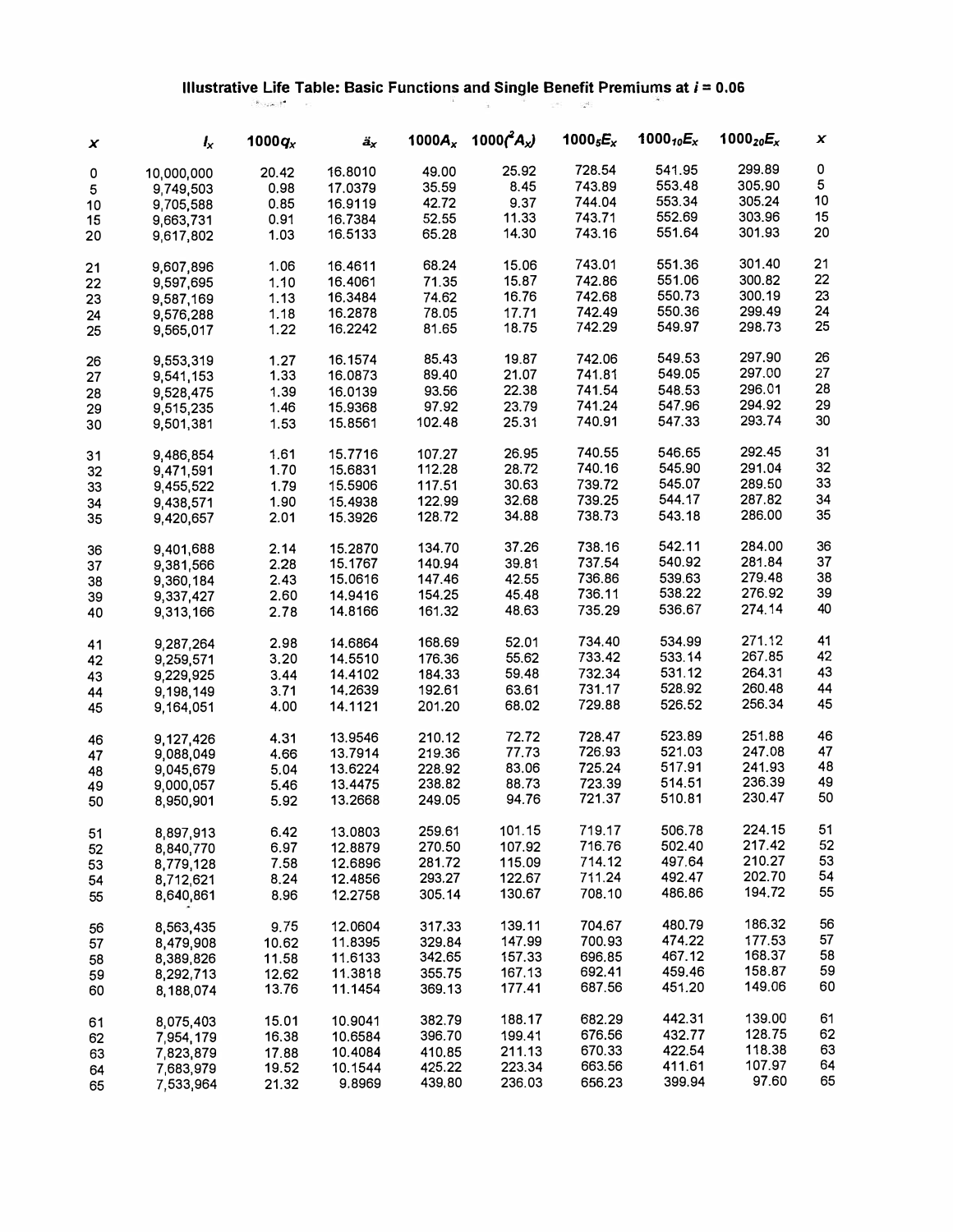# Illustrative Life Table: Basic Functions and Single Benefit Premiums at $i = 0.06$

| $x$ | $l_x$ | $1000q_x$ | $\ddot{a}_x$ | $1000A_x$ | $1000(^2A_x)$ | $1000\,{}_5E_x$ | $1000\,{}_{10}E_x$ | $1000\,{}_{20}E_x$ | $x$ |
|---|---|---|---|---|---|---|---|---|---|
| 0 | 10,000,000 | 20.42 | 16.8010 | 49.00 | 25.92 | 728.54 | 541.95 | 299.89 | 0 |
| 5 | 9,749,503 | 0.98 | 17.0379 | 35.59 | 8.45 | 743.89 | 553.48 | 305.90 | 5 |
| 10 | 9,705,588 | 0.85 | 16.9119 | 42.72 | 9.37 | 744.04 | 553.34 | 305.24 | 10 |
| 15 | 9,663,731 | 0.91 | 16.7384 | 52.55 | 11.33 | 743.71 | 552.69 | 303.96 | 15 |
| 20 | 9,617,802 | 1.03 | 16.5133 | 65.28 | 14.30 | 743.16 | 551.64 | 301.93 | 20 |
| 21 | 9,607,896 | 1.06 | 16.4611 | 68.24 | 15.06 | 743.01 | 551.36 | 301.40 | 21 |
| 22 | 9,597,695 | 1.10 | 16.4061 | 71.35 | 15.87 | 742.86 | 551.06 | 300.82 | 22 |
| 23 | 9,587,169 | 1.13 | 16.3484 | 74.62 | 16.76 | 742.68 | 550.73 | 300.19 | 23 |
| 24 | 9,576,288 | 1.18 | 16.2878 | 78.05 | 17.71 | 742.49 | 550.36 | 299.49 | 24 |
| 25 | 9,565,017 | 1.22 | 16.2242 | 81.65 | 18.75 | 742.29 | 549.97 | 298.73 | 25 |
| 26 | 9,553,319 | 1.27 | 16.1574 | 85.43 | 19.87 | 742.06 | 549.53 | 297.90 | 26 |
| 27 | 9,541,153 | 1.33 | 16.0873 | 89.40 | 21.07 | 741.81 | 549.05 | 297.00 | 27 |
| 28 | 9,528,475 | 1.39 | 16.0139 | 93.56 | 22.38 | 741.54 | 548.53 | 296.01 | 28 |
| 29 | 9,515,235 | 1.46 | 15.9368 | 97.92 | 23.79 | 741.24 | 547.96 | 294.92 | 29 |
| 30 | 9,501,381 | 1.53 | 15.8561 | 102.48 | 25.31 | 740.91 | 547.33 | 293.74 | 30 |
| 31 | 9,486,854 | 1.61 | 15.7716 | 107.27 | 26.95 | 740.55 | 546.65 | 292.45 | 31 |
| 32 | 9,471,591 | 1.70 | 15.6831 | 112.28 | 28.72 | 740.16 | 545.90 | 291.04 | 32 |
| 33 | 9,455,522 | 1.79 | 15.5906 | 117.51 | 30.63 | 739.72 | 545.07 | 289.50 | 33 |
| 34 | 9,438,571 | 1.90 | 15.4938 | 122.99 | 32.68 | 739.25 | 544.17 | 287.82 | 34 |
| 35 | 9,420,657 | 2.01 | 15.3926 | 128.72 | 34.88 | 738.73 | 543.18 | 286.00 | 35 |
| 36 | 9,401,688 | 2.14 | 15.2870 | 134.70 | 37.26 | 738.16 | 542.11 | 284.00 | 36 |
| 37 | 9,381,566 | 2.28 | 15.1767 | 140.94 | 39.81 | 737.54 | 540.92 | 281.84 | 37 |
| 38 | 9,360,184 | 2.43 | 15.0616 | 147.46 | 42.55 | 736.86 | 539.63 | 279.48 | 38 |
| 39 | 9,337,427 | 2.60 | 14.9416 | 154.25 | 45.48 | 736.11 | 538.22 | 276.92 | 39 |
| 40 | 9,313,166 | 2.78 | 14.8166 | 161.32 | 48.63 | 735.29 | 536.67 | 274.14 | 40 |
| 41 | 9,287,264 | 2.98 | 14.6864 | 168.69 | 52.01 | 734.40 | 534.99 | 271.12 | 41 |
| 42 | 9,259,571 | 3.20 | 14.5510 | 176.36 | 55.62 | 733.42 | 533.14 | 267.85 | 42 |
| 43 | 9,229,925 | 3.44 | 14.4102 | 184.33 | 59.48 | 732.34 | 531.12 | 264.31 | 43 |
| 44 | 9,198,149 | 3.71 | 14.2639 | 192.61 | 63.61 | 731.17 | 528.92 | 260.48 | 44 |
| 45 | 9,164,051 | 4.00 | 14.1121 | 201.20 | 68.02 | 729.88 | 526.52 | 256.34 | 45 |
| 46 | 9,127,426 | 4.31 | 13.9546 | 210.12 | 72.72 | 728.47 | 523.89 | 251.88 | 46 |
| 47 | 9,088,049 | 4.66 | 13.7914 | 219.36 | 77.73 | 726.93 | 521.03 | 247.08 | 47 |
| 48 | 9,045,679 | 5.04 | 13.6224 | 228.92 | 83.06 | 725.24 | 517.91 | 241.93 | 48 |
| 49 | 9,000,057 | 5.46 | 13.4475 | 238.82 | 88.73 | 723.39 | 514.51 | 236.39 | 49 |
| 50 | 8,950,901 | 5.92 | 13.2668 | 249.05 | 94.76 | 721.37 | 510.81 | 230.47 | 50 |
| 51 | 8,897,913 | 6.42 | 13.0803 | 259.61 | 101.15 | 719.17 | 506.78 | 224.15 | 51 |
| 52 | 8,840,770 | 6.97 | 12.8879 | 270.50 | 107.92 | 716.76 | 502.40 | 217.42 | 52 |
| 53 | 8,779,128 | 7.58 | 12.6896 | 281.72 | 115.09 | 714.12 | 497.64 | 210.27 | 53 |
| 54 | 8,712,621 | 8.24 | 12.4856 | 293.27 | 122.67 | 711.24 | 492.47 | 202.70 | 54 |
| 55 | 8,640,861 | 8.96 | 12.2758 | 305.14 | 130.67 | 708.10 | 486.86 | 194.72 | 55 |
| 56 | 8,563,435 | 9.75 | 12.0604 | 317.33 | 139.11 | 704.67 | 480.79 | 186.32 | 56 |
| 57 | 8,479,908 | 10.62 | 11.8395 | 329.84 | 147.99 | 700.93 | 474.22 | 177.53 | 57 |
| 58 | 8,389,826 | 11.58 | 11.6133 | 342.65 | 157.33 | 696.85 | 467.12 | 168.37 | 58 |
| 59 | 8,292,713 | 12.62 | 11.3818 | 355.75 | 167.13 | 692.41 | 459.46 | 158.87 | 59 |
| 60 | 8,188,074 | 13.76 | 11.1454 | 369.13 | 177.41 | 687.56 | 451.20 | 149.06 | 60 |
| 61 | 8,075,403 | 15.01 | 10.9041 | 382.79 | 188.17 | 682.29 | 442.31 | 139.00 | 61 |
| 62 | 7,954,179 | 16.38 | 10.6584 | 396.70 | 199.41 | 676.56 | 432.77 | 128.75 | 62 |
| 63 | 7,823,879 | 17.88 | 10.4084 | 410.85 | 211.13 | 670.33 | 422.54 | 118.38 | 63 |
| 64 | 7,683,979 | 19.52 | 10.1544 | 425.22 | 223.34 | 663.56 | 411.61 | 107.97 | 64 |
| 65 | 7,533,964 | 21.32 | 9.8969 | 439.80 | 236.03 | 656.23 | 399.94 | 97.60 | 65 |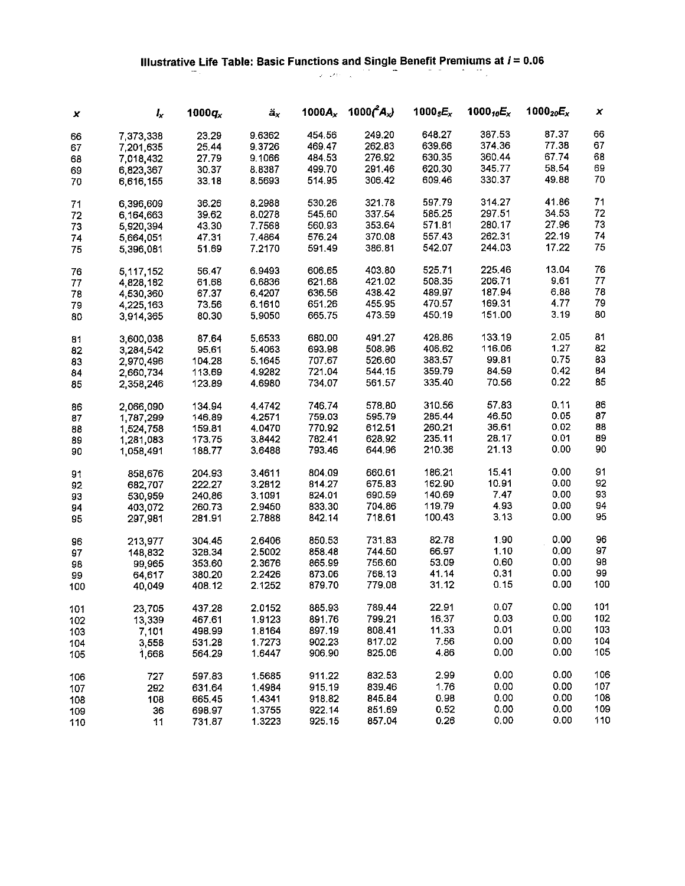# Illustrative Life Table: Basic Functions and Single Benefit Premiums at $i = 0.06$

| $x$ | $l_x$ | $1000q_x$ | $\ddot{a}_x$ | $1000A_x$ | $1000(^2A_x)$ | $1000_5E_x$ | $1000_{10}E_x$ | $1000_{20}E_x$ | $x$ |
|---|---|---|---|---|---|---|---|---|---|
| 66 | 7,373,338 | 23.29 | 9.6362 | 454.56 | 249.20 | 648.27 | 387.53 | 87.37 | 66 |
| 67 | 7,201,635 | 25.44 | 9.3726 | 469.47 | 262.83 | 639.66 | 374.36 | 77.38 | 67 |
| 68 | 7,018,432 | 27.79 | 9.1066 | 484.53 | 276.92 | 630.35 | 360.44 | 67.74 | 68 |
| 69 | 6,823,367 | 30.37 | 8.8387 | 499.70 | 291.46 | 620.30 | 345.77 | 58.54 | 69 |
| 70 | 6,616,155 | 33.18 | 8.5693 | 514.95 | 306.42 | 609.46 | 330.37 | 49.88 | 70 |
| 71 | 6,396,609 | 36.26 | 8.2988 | 530.26 | 321.78 | 597.79 | 314.27 | 41.86 | 71 |
| 72 | 6,164,663 | 39.62 | 8.0278 | 545.60 | 337.54 | 585.25 | 297.51 | 34.53 | 72 |
| 73 | 5,920,394 | 43.30 | 7.7568 | 560.93 | 353.64 | 571.81 | 280.17 | 27.96 | 73 |
| 74 | 5,664,051 | 47.31 | 7.4864 | 576.24 | 370.08 | 557.43 | 262.31 | 22.19 | 74 |
| 75 | 5,396,081 | 51.69 | 7.2170 | 591.49 | 386.81 | 542.07 | 244.03 | 17.22 | 75 |
| 76 | 5,117,152 | 56.47 | 6.9493 | 606.65 | 403.80 | 525.71 | 225.46 | 13.04 | 76 |
| 77 | 4,828,182 | 61.68 | 6.6836 | 621.68 | 421.02 | 508.35 | 206.71 | 9.61 | 77 |
| 78 | 4,530,360 | 67.37 | 6.4207 | 636.56 | 438.42 | 489.97 | 187.94 | 6.88 | 78 |
| 79 | 4,225,163 | 73.56 | 6.1610 | 651.26 | 455.95 | 470.57 | 169.31 | 4.77 | 79 |
| 80 | 3,914,365 | 80.30 | 5.9050 | 665.75 | 473.59 | 450.19 | 151.00 | 3.19 | 80 |
| 81 | 3,600,038 | 87.64 | 5.6533 | 680.00 | 491.27 | 428.86 | 133.19 | 2.05 | 81 |
| 82 | 3,284,542 | 95.61 | 5.4063 | 693.98 | 508.96 | 406.62 | 116.06 | 1.27 | 82 |
| 83 | 2,970,496 | 104.28 | 5.1645 | 707.67 | 526.60 | 383.57 | 99.81 | 0.75 | 83 |
| 84 | 2,660,734 | 113.69 | 4.9282 | 721.04 | 544.15 | 359.79 | 84.59 | 0.42 | 84 |
| 85 | 2,358,246 | 123.89 | 4.6980 | 734.07 | 561.57 | 335.40 | 70.56 | 0.22 | 85 |
| 86 | 2,066,090 | 134.94 | 4.4742 | 746.74 | 578.80 | 310.56 | 57.83 | 0.11 | 86 |
| 87 | 1,787,299 | 146.89 | 4.2571 | 759.03 | 595.79 | 285.44 | 46.50 | 0.05 | 87 |
| 88 | 1,524,758 | 159.81 | 4.0470 | 770.92 | 612.51 | 260.21 | 36.61 | 0.02 | 88 |
| 89 | 1,281,083 | 173.75 | 3.8442 | 782.41 | 628.92 | 235.11 | 28.17 | 0.01 | 89 |
| 90 | 1,058,491 | 188.77 | 3.6488 | 793.46 | 644.96 | 210.36 | 21.13 | 0.00 | 90 |
| 91 | 858,676 | 204.93 | 3.4611 | 804.09 | 660.61 | 186.21 | 15.41 | 0.00 | 91 |
| 92 | 682,707 | 222.27 | 3.2812 | 814.27 | 675.83 | 162.90 | 10.91 | 0.00 | 92 |
| 93 | 530,959 | 240.86 | 3.1091 | 824.01 | 690.59 | 140.69 | 7.47 | 0.00 | 93 |
| 94 | 403,072 | 260.73 | 2.9450 | 833.30 | 704.86 | 119.79 | 4.93 | 0.00 | 94 |
| 95 | 297,981 | 281.91 | 2.7888 | 842.14 | 718.61 | 100.43 | 3.13 | 0.00 | 95 |
| 96 | 213,977 | 304.45 | 2.6406 | 850.53 | 731.83 | 82.78 | 1.90 | 0.00 | 96 |
| 97 | 148,832 | 328.34 | 2.5002 | 858.48 | 744.50 | 66.97 | 1.10 | 0.00 | 97 |
| 98 | 99,965 | 353.60 | 2.3676 | 865.99 | 756.60 | 53.09 | 0.60 | 0.00 | 98 |
| 99 | 64,617 | 380.20 | 2.2426 | 873.06 | 768.13 | 41.14 | 0.31 | 0.00 | 99 |
| 100 | 40,049 | 408.12 | 2.1252 | 879.70 | 779.08 | 31.12 | 0.15 | 0.00 | 100 |
| 101 | 23,705 | 437.28 | 2.0152 | 885.93 | 789.44 | 22.91 | 0.07 | 0.00 | 101 |
| 102 | 13,339 | 467.61 | 1.9123 | 891.76 | 799.21 | 16.37 | 0.03 | 0.00 | 102 |
| 103 | 7,101 | 498.99 | 1.8164 | 897.19 | 808.41 | 11.33 | 0.01 | 0.00 | 103 |
| 104 | 3,558 | 531.28 | 1.7273 | 902.23 | 817.02 | 7.56 | 0.00 | 0.00 | 104 |
| 105 | 1,668 | 564.29 | 1.6447 | 906.90 | 825.06 | 4.86 | 0.00 | 0.00 | 105 |
| 106 | 727 | 597.83 | 1.5685 | 911.22 | 832.53 | 2.99 | 0.00 | 0.00 | 106 |
| 107 | 292 | 631.64 | 1.4984 | 915.19 | 839.46 | 1.76 | 0.00 | 0.00 | 107 |
| 108 | 108 | 665.45 | 1.4341 | 918.82 | 845.84 | 0.98 | 0.00 | 0.00 | 108 |
| 109 | 36 | 698.97 | 1.3755 | 922.14 | 851.69 | 0.52 | 0.00 | 0.00 | 109 |
| 110 | 11 | 731.87 | 1.3223 | 925.15 | 857.04 | 0.26 | 0.00 | 0.00 | 110 |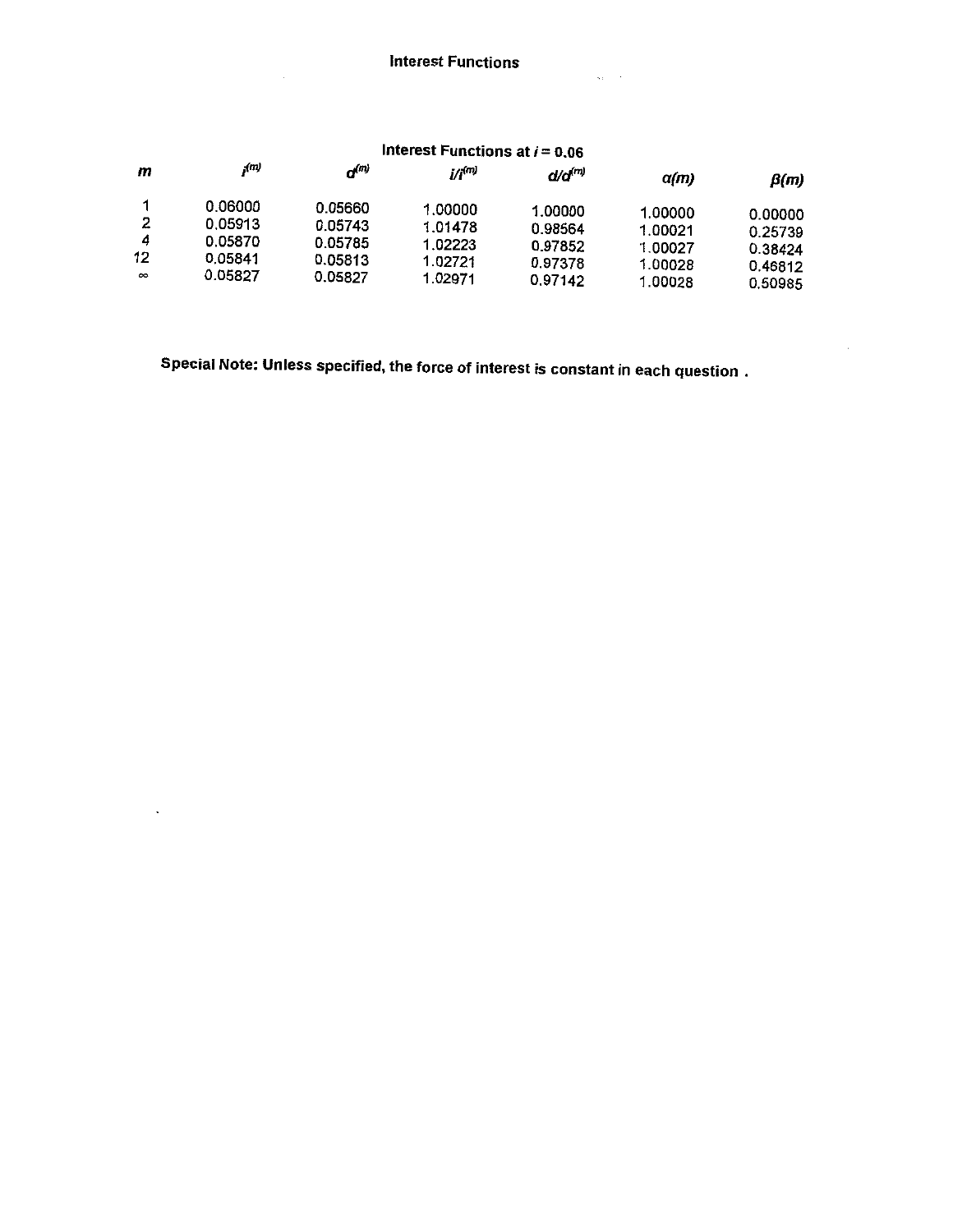# Interest Functions

**Interest Functions at $i = 0.06$**

| $m$ | $i^{(m)}$ | $d^{(m)}$ | $i/i^{(m)}$ | $d/d^{(m)}$ | $\alpha(m)$ | $\beta(m)$ |
|---|---|---|---|---|---|---|
| 1 | 0.06000 | 0.05660 | 1.00000 | 1.00000 | 1.00000 | 0.00000 |
| 2 | 0.05913 | 0.05743 | 1.01478 | 0.98564 | 1.00021 | 0.25739 |
| 4 | 0.05870 | 0.05785 | 1.02223 | 0.97852 | 1.00027 | 0.38424 |
| 12 | 0.05841 | 0.05813 | 1.02721 | 0.97378 | 1.00028 | 0.46812 |
| $\infty$ | 0.05827 | 0.05827 | 1.02971 | 0.97142 | 1.00028 | 0.50985 |

**Special Note: Unless specified, the force of interest is constant in each question .**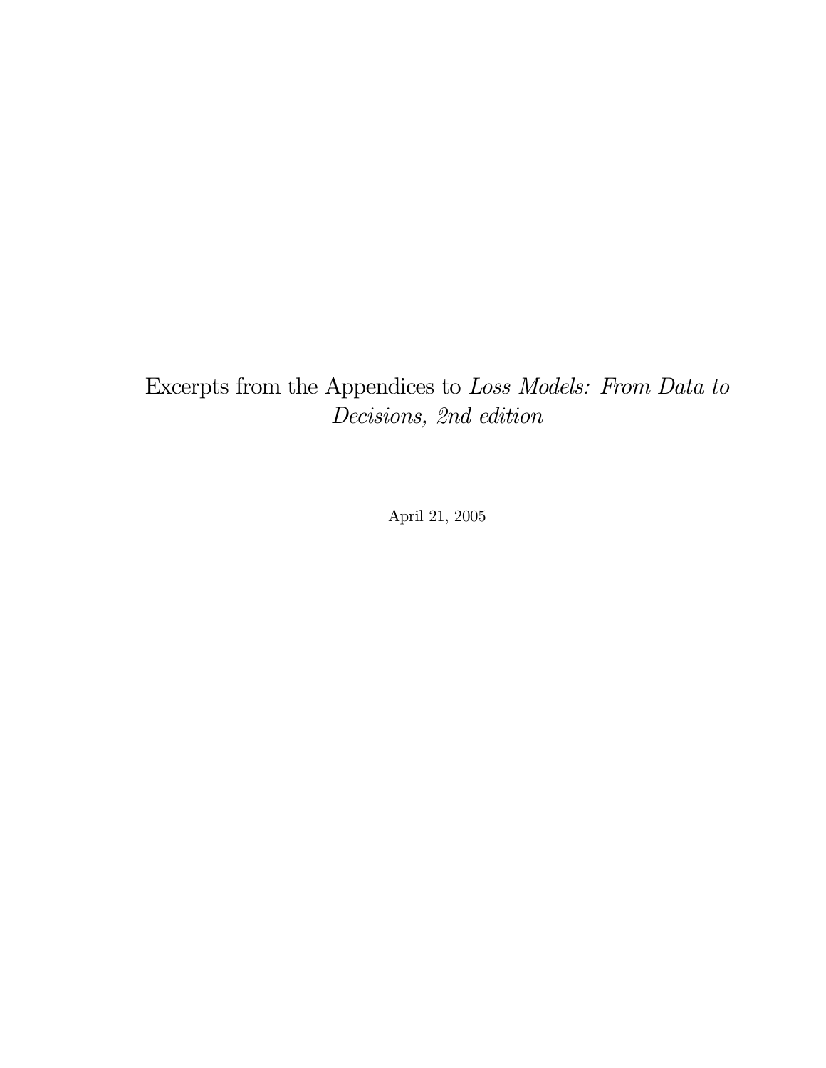# Excerpts from the Appendices to *Loss Models: From Data to Decisions, 2nd edition*

April 21, 2005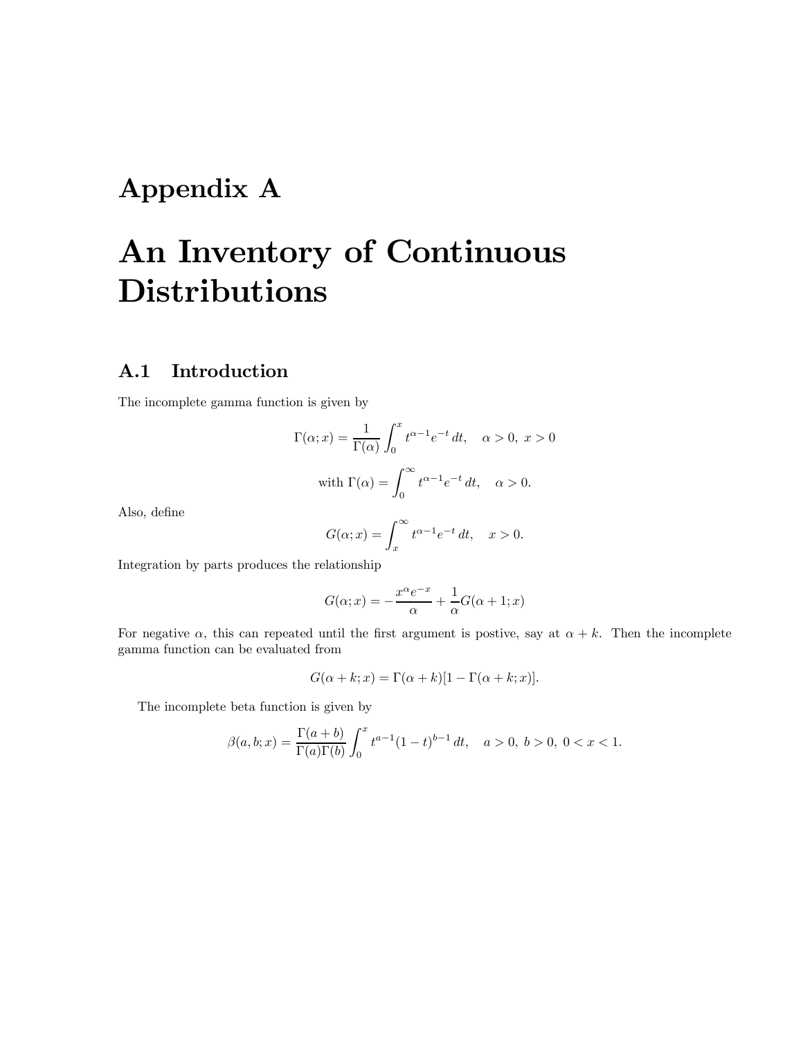# Appendix A

# An Inventory of Continuous Distributions

## A.1 Introduction

The incomplete gamma function is given by

$$\Gamma(\alpha;x)=\frac{1}{\Gamma(\alpha)}\int_0^x t^{\alpha-1}e^{-t}\,dt,\quad \alpha>0,\ x>0$$

$$\text{with } \Gamma(\alpha)=\int_0^\infty t^{\alpha-1}e^{-t}\,dt,\quad \alpha>0.$$

Also, define

$$G(\alpha;x)=\int_x^\infty t^{\alpha-1}e^{-t}\,dt,\quad x>0.$$

Integration by parts produces the relationship

$$G(\alpha;x)=-\frac{x^\alpha e^{-x}}{\alpha}+\frac{1}{\alpha}G(\alpha+1;x)$$

For negative $\alpha$, this can repeated until the first argument is postive, say at $\alpha+k$. Then the incomplete gamma function can be evaluated from

$$G(\alpha+k;x)=\Gamma(\alpha+k)[1-\Gamma(\alpha+k;x)].$$

The incomplete beta function is given by

$$\beta(a,b;x)=\frac{\Gamma(a+b)}{\Gamma(a)\Gamma(b)}\int_0^x t^{a-1}(1-t)^{b-1}\,dt,\quad a>0,\ b>0,\ 0<x<1.$$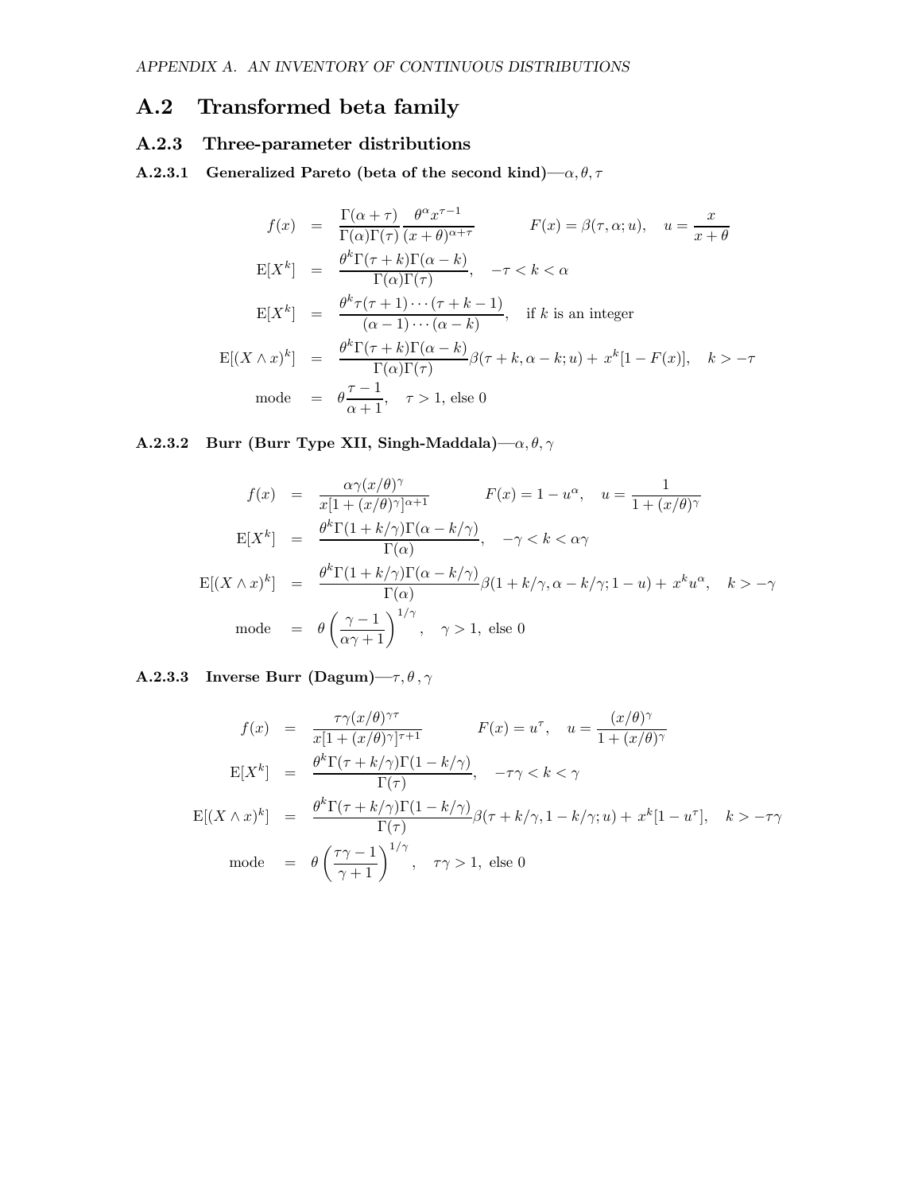## A.2 Transformed beta family

### A.2.3 Three-parameter distributions

#### A.2.3.1 Generalized Pareto (beta of the second kind)—$\alpha, \theta, \tau$

$$
\begin{aligned}
f(x) &= \frac{\Gamma(\alpha+\tau)}{\Gamma(\alpha)\Gamma(\tau)} \frac{\theta^\alpha x^{\tau-1}}{(x+\theta)^{\alpha+\tau}} \qquad F(x) = \beta(\tau, \alpha; u), \quad u = \frac{x}{x+\theta} \\
\mathrm{E}[X^k] &= \frac{\theta^k \Gamma(\tau+k)\Gamma(\alpha-k)}{\Gamma(\alpha)\Gamma(\tau)}, \quad -\tau < k < \alpha \\
\mathrm{E}[X^k] &= \frac{\theta^k \tau(\tau+1)\cdots(\tau+k-1)}{(\alpha-1)\cdots(\alpha-k)}, \quad \text{if } k \text{ is an integer} \\
\mathrm{E}[(X \wedge x)^k] &= \frac{\theta^k \Gamma(\tau+k)\Gamma(\alpha-k)}{\Gamma(\alpha)\Gamma(\tau)} \beta(\tau+k, \alpha-k; u) + x^k[1-F(x)], \quad k > -\tau \\
\text{mode} &= \theta \frac{\tau-1}{\alpha+1}, \quad \tau > 1, \text{ else } 0
\end{aligned}
$$

#### A.2.3.2 Burr (Burr Type XII, Singh-Maddala)—$\alpha, \theta, \gamma$

$$
\begin{aligned}
f(x) &= \frac{\alpha\gamma(x/\theta)^\gamma}{x[1+(x/\theta)^\gamma]^{\alpha+1}} \qquad F(x) = 1 - u^\alpha, \quad u = \frac{1}{1+(x/\theta)^\gamma} \\
\mathrm{E}[X^k] &= \frac{\theta^k \Gamma(1+k/\gamma)\Gamma(\alpha-k/\gamma)}{\Gamma(\alpha)}, \quad -\gamma < k < \alpha\gamma \\
\mathrm{E}[(X \wedge x)^k] &= \frac{\theta^k \Gamma(1+k/\gamma)\Gamma(\alpha-k/\gamma)}{\Gamma(\alpha)} \beta(1+k/\gamma, \alpha-k/\gamma; 1-u) + x^k u^\alpha, \quad k > -\gamma \\
\text{mode} &= \theta \left( \frac{\gamma-1}{\alpha\gamma+1} \right)^{1/\gamma}, \quad \gamma > 1, \text{ else } 0
\end{aligned}
$$

#### A.2.3.3 Inverse Burr (Dagum)—$\tau, \theta, \gamma$

$$
\begin{aligned}
f(x) &= \frac{\tau\gamma(x/\theta)^{\gamma\tau}}{x[1+(x/\theta)^\gamma]^{\tau+1}} \qquad F(x) = u^\tau, \quad u = \frac{(x/\theta)^\gamma}{1+(x/\theta)^\gamma} \\
\mathrm{E}[X^k] &= \frac{\theta^k \Gamma(\tau+k/\gamma)\Gamma(1-k/\gamma)}{\Gamma(\tau)}, \quad -\tau\gamma < k < \gamma \\
\mathrm{E}[(X \wedge x)^k] &= \frac{\theta^k \Gamma(\tau+k/\gamma)\Gamma(1-k/\gamma)}{\Gamma(\tau)} \beta(\tau+k/\gamma, 1-k/\gamma; u) + x^k[1-u^\tau], \quad k > -\tau\gamma \\
\text{mode} &= \theta \left( \frac{\tau\gamma-1}{\gamma+1} \right)^{1/\gamma}, \quad \tau\gamma > 1, \text{ else } 0
\end{aligned}
$$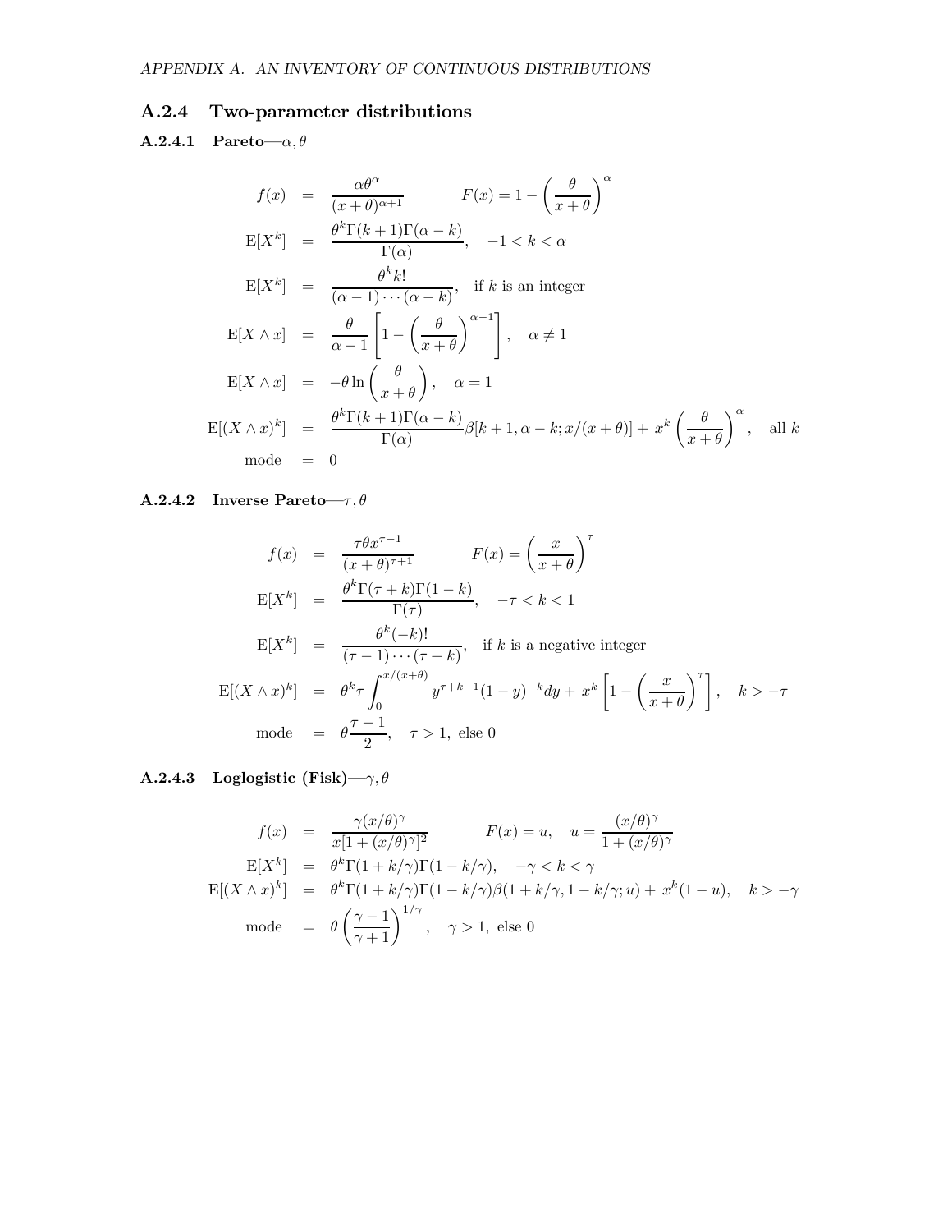### A.2.4 Two-parameter distributions

#### A.2.4.1 Pareto—$\alpha, \theta$

$$
\begin{aligned}
f(x) &= \frac{\alpha\theta^\alpha}{(x+\theta)^{\alpha+1}} \qquad F(x) = 1 - \left(\frac{\theta}{x+\theta}\right)^\alpha \\
\mathrm{E}[X^k] &= \frac{\theta^k\Gamma(k+1)\Gamma(\alpha-k)}{\Gamma(\alpha)}, \quad -1 < k < \alpha \\
\mathrm{E}[X^k] &= \frac{\theta^k k!}{(\alpha-1)\cdots(\alpha-k)}, \quad \text{if } k \text{ is an integer} \\
\mathrm{E}[X \wedge x] &= \frac{\theta}{\alpha-1}\left[1 - \left(\frac{\theta}{x+\theta}\right)^{\alpha-1}\right], \quad \alpha \neq 1 \\
\mathrm{E}[X \wedge x] &= -\theta \ln\left(\frac{\theta}{x+\theta}\right), \quad \alpha = 1 \\
\mathrm{E}[(X \wedge x)^k] &= \frac{\theta^k\Gamma(k+1)\Gamma(\alpha-k)}{\Gamma(\alpha)}\beta[k+1, \alpha-k; x/(x+\theta)] + x^k\left(\frac{\theta}{x+\theta}\right)^\alpha, \quad \text{all } k \\
\text{mode} &= 0
\end{aligned}
$$

#### A.2.4.2 Inverse Pareto—$\tau, \theta$

$$
\begin{aligned}
f(x) &= \frac{\tau\theta x^{\tau-1}}{(x+\theta)^{\tau+1}} \qquad F(x) = \left(\frac{x}{x+\theta}\right)^\tau \\
\mathrm{E}[X^k] &= \frac{\theta^k\Gamma(\tau+k)\Gamma(1-k)}{\Gamma(\tau)}, \quad -\tau < k < 1 \\
\mathrm{E}[X^k] &= \frac{\theta^k(-k)!}{(\tau-1)\cdots(\tau+k)}, \quad \text{if } k \text{ is a negative integer} \\
\mathrm{E}[(X \wedge x)^k] &= \theta^k\tau\int_0^{x/(x+\theta)} y^{\tau+k-1}(1-y)^{-k}dy + x^k\left[1 - \left(\frac{x}{x+\theta}\right)^\tau\right], \quad k > -\tau \\
\text{mode} &= \theta\frac{\tau-1}{2}, \quad \tau > 1, \text{ else } 0
\end{aligned}
$$

#### A.2.4.3 Loglogistic (Fisk)—$\gamma, \theta$

$$
\begin{aligned}
f(x) &= \frac{\gamma(x/\theta)^\gamma}{x[1+(x/\theta)^\gamma]^2} \qquad F(x) = u, \quad u = \frac{(x/\theta)^\gamma}{1+(x/\theta)^\gamma} \\
\mathrm{E}[X^k] &= \theta^k\Gamma(1+k/\gamma)\Gamma(1-k/\gamma), \quad -\gamma < k < \gamma \\
\mathrm{E}[(X \wedge x)^k] &= \theta^k\Gamma(1+k/\gamma)\Gamma(1-k/\gamma)\beta(1+k/\gamma, 1-k/\gamma; u) + x^k(1-u), \quad k > -\gamma \\
\text{mode} &= \theta\left(\frac{\gamma-1}{\gamma+1}\right)^{1/\gamma}, \quad \gamma > 1, \text{ else } 0
\end{aligned}
$$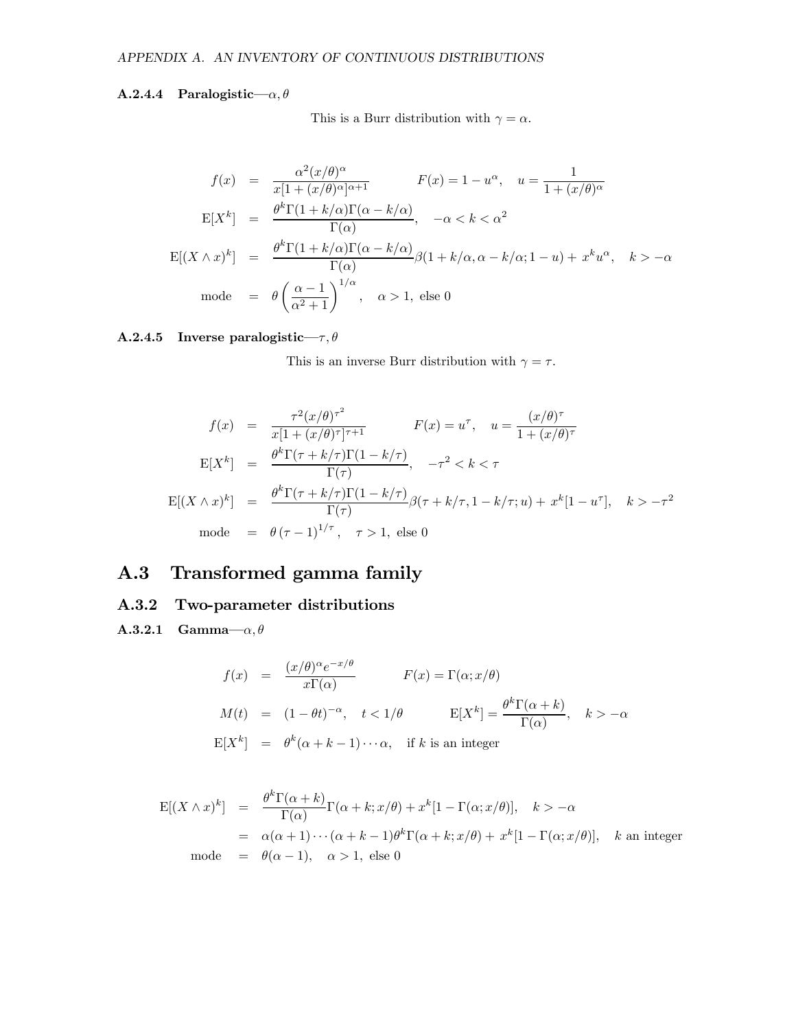#### A.2.4.4 Paralogistic—$\alpha, \theta$

This is a Burr distribution with $\gamma = \alpha$.

$$
\begin{aligned}
f(x) &= \frac{\alpha^2 (x/\theta)^\alpha}{x[1+(x/\theta)^\alpha]^{\alpha+1}} \qquad F(x) = 1 - u^\alpha, \quad u = \frac{1}{1+(x/\theta)^\alpha} \\
\mathrm{E}[X^k] &= \frac{\theta^k \Gamma(1+k/\alpha)\Gamma(\alpha - k/\alpha)}{\Gamma(\alpha)}, \quad -\alpha < k < \alpha^2 \\
\mathrm{E}[(X \wedge x)^k] &= \frac{\theta^k \Gamma(1+k/\alpha)\Gamma(\alpha - k/\alpha)}{\Gamma(\alpha)} \beta(1+k/\alpha, \alpha - k/\alpha; 1-u) + x^k u^\alpha, \quad k > -\alpha \\
\text{mode} &= \theta \left( \frac{\alpha - 1}{\alpha^2 + 1} \right)^{1/\alpha}, \quad \alpha > 1, \text{ else } 0
\end{aligned}
$$

#### A.2.4.5 Inverse paralogistic—$\tau, \theta$

This is an inverse Burr distribution with $\gamma = \tau$.

$$
\begin{aligned}
f(x) &= \frac{\tau^2 (x/\theta)^{\tau^2}}{x[1+(x/\theta)^\tau]^{\tau+1}} \qquad F(x) = u^\tau, \quad u = \frac{(x/\theta)^\tau}{1+(x/\theta)^\tau} \\
\mathrm{E}[X^k] &= \frac{\theta^k \Gamma(\tau + k/\tau)\Gamma(1 - k/\tau)}{\Gamma(\tau)}, \quad -\tau^2 < k < \tau \\
\mathrm{E}[(X \wedge x)^k] &= \frac{\theta^k \Gamma(\tau + k/\tau)\Gamma(1 - k/\tau)}{\Gamma(\tau)} \beta(\tau + k/\tau, 1 - k/\tau; u) + x^k [1 - u^\tau], \quad k > -\tau^2 \\
\text{mode} &= \theta \left( \tau - 1 \right)^{1/\tau}, \quad \tau > 1, \text{ else } 0
\end{aligned}
$$

## A.3 Transformed gamma family

### A.3.2 Two-parameter distributions

#### A.3.2.1 Gamma—$\alpha, \theta$

$$
\begin{aligned}
f(x) &= \frac{(x/\theta)^\alpha e^{-x/\theta}}{x \Gamma(\alpha)} \qquad F(x) = \Gamma(\alpha; x/\theta) \\
M(t) &= (1 - \theta t)^{-\alpha}, \quad t < 1/\theta \qquad \mathrm{E}[X^k] = \frac{\theta^k \Gamma(\alpha + k)}{\Gamma(\alpha)}, \quad k > -\alpha \\
\mathrm{E}[X^k] &= \theta^k (\alpha + k - 1) \cdots \alpha, \quad \text{if } k \text{ is an integer}
\end{aligned}
$$

$$
\begin{aligned}
\mathrm{E}[(X \wedge x)^k] &= \frac{\theta^k \Gamma(\alpha + k)}{\Gamma(\alpha)} \Gamma(\alpha + k; x/\theta) + x^k [1 - \Gamma(\alpha; x/\theta)], \quad k > -\alpha \\
&= \alpha(\alpha + 1) \cdots (\alpha + k - 1) \theta^k \Gamma(\alpha + k; x/\theta) + x^k [1 - \Gamma(\alpha; x/\theta)], \quad k \text{ an integer} \\
\text{mode} &= \theta(\alpha - 1), \quad \alpha > 1, \text{ else } 0
\end{aligned}
$$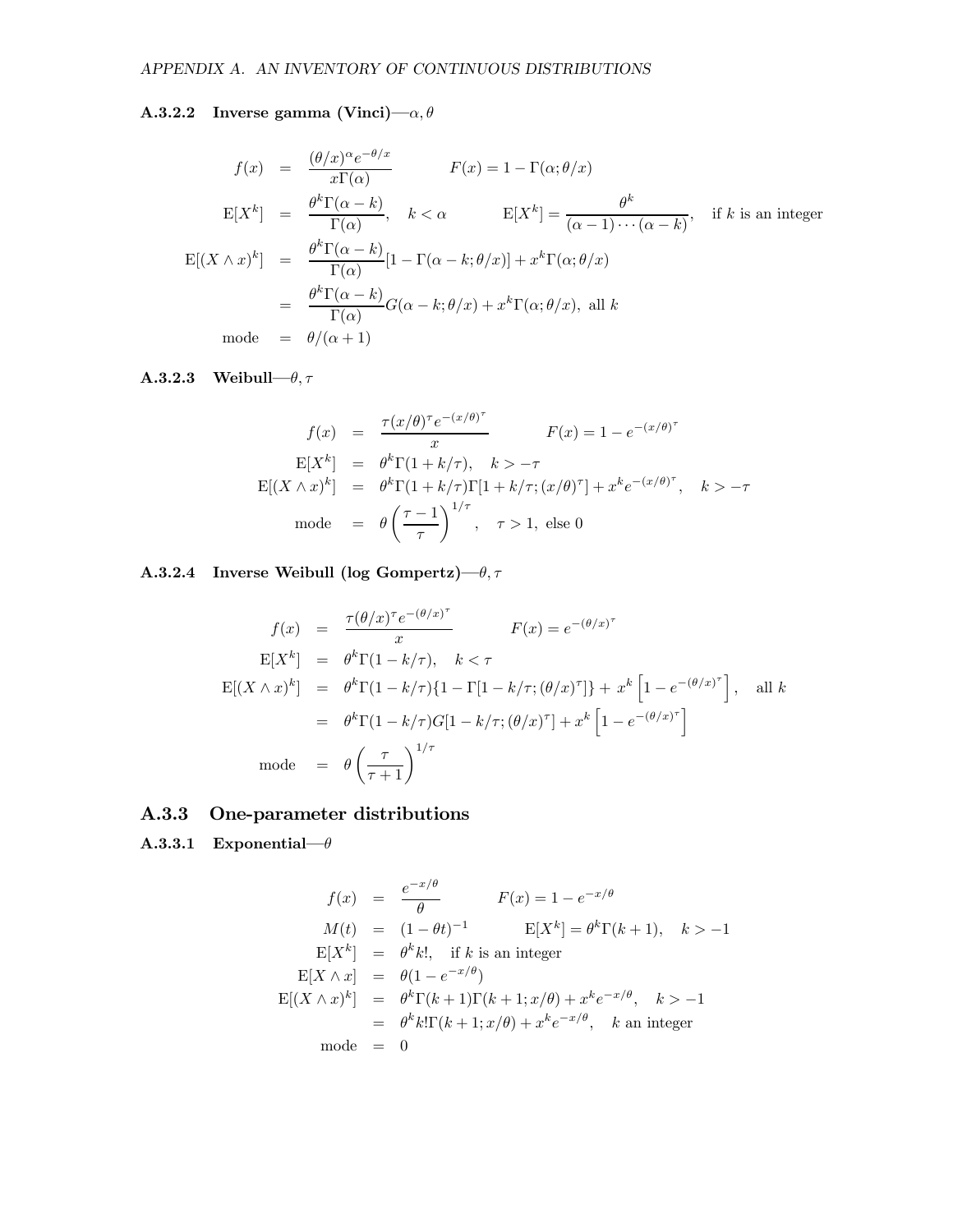#### A.3.2.2 Inverse gamma (Vinci)—$\alpha, \theta$

$$
\begin{aligned}
f(x) &= \frac{(\theta/x)^\alpha e^{-\theta/x}}{x\Gamma(\alpha)} \qquad\qquad F(x) = 1 - \Gamma(\alpha; \theta/x) \\
\mathrm{E}[X^k] &= \frac{\theta^k \Gamma(\alpha - k)}{\Gamma(\alpha)}, \quad k < \alpha \qquad\qquad \mathrm{E}[X^k] = \frac{\theta^k}{(\alpha-1)\cdots(\alpha-k)}, \quad \text{if } k \text{ is an integer} \\
\mathrm{E}[(X \wedge x)^k] &= \frac{\theta^k \Gamma(\alpha - k)}{\Gamma(\alpha)}[1 - \Gamma(\alpha - k; \theta/x)] + x^k \Gamma(\alpha; \theta/x) \\
&= \frac{\theta^k \Gamma(\alpha - k)}{\Gamma(\alpha)} G(\alpha - k; \theta/x) + x^k \Gamma(\alpha; \theta/x), \text{ all } k \\
\text{mode} &= \theta/(\alpha + 1)
\end{aligned}
$$

#### A.3.2.3 Weibull—$\theta, \tau$

$$
\begin{aligned}
f(x) &= \frac{\tau (x/\theta)^\tau e^{-(x/\theta)^\tau}}{x} \qquad\qquad F(x) = 1 - e^{-(x/\theta)^\tau} \\
\mathrm{E}[X^k] &= \theta^k \Gamma(1 + k/\tau), \quad k > -\tau \\
\mathrm{E}[(X \wedge x)^k] &= \theta^k \Gamma(1 + k/\tau) \Gamma[1 + k/\tau; (x/\theta)^\tau] + x^k e^{-(x/\theta)^\tau}, \quad k > -\tau \\
\text{mode} &= \theta \left( \frac{\tau - 1}{\tau} \right)^{1/\tau}, \quad \tau > 1, \text{ else } 0
\end{aligned}
$$

#### A.3.2.4 Inverse Weibull (log Gompertz)—$\theta, \tau$

$$
\begin{aligned}
f(x) &= \frac{\tau (\theta/x)^\tau e^{-(\theta/x)^\tau}}{x} \qquad\qquad F(x) = e^{-(\theta/x)^\tau} \\
\mathrm{E}[X^k] &= \theta^k \Gamma(1 - k/\tau), \quad k < \tau \\
\mathrm{E}[(X \wedge x)^k] &= \theta^k \Gamma(1 - k/\tau) \{1 - \Gamma[1 - k/\tau; (\theta/x)^\tau]\} + x^k \left[1 - e^{-(\theta/x)^\tau}\right], \quad \text{all } k \\
&= \theta^k \Gamma(1 - k/\tau) G[1 - k/\tau; (\theta/x)^\tau] + x^k \left[1 - e^{-(\theta/x)^\tau}\right] \\
\text{mode} &= \theta \left( \frac{\tau}{\tau + 1} \right)^{1/\tau}
\end{aligned}
$$

### A.3.3 One-parameter distributions

#### A.3.3.1 Exponential—$\theta$

$$
\begin{aligned}
f(x) &= \frac{e^{-x/\theta}}{\theta} \qquad\qquad F(x) = 1 - e^{-x/\theta} \\
M(t) &= (1 - \theta t)^{-1} \qquad\qquad \mathrm{E}[X^k] = \theta^k \Gamma(k + 1), \quad k > -1 \\
\mathrm{E}[X^k] &= \theta^k k!, \quad \text{if } k \text{ is an integer} \\
\mathrm{E}[X \wedge x] &= \theta(1 - e^{-x/\theta}) \\
\mathrm{E}[(X \wedge x)^k] &= \theta^k \Gamma(k + 1) \Gamma(k + 1; x/\theta) + x^k e^{-x/\theta}, \quad k > -1 \\
&= \theta^k k! \Gamma(k + 1; x/\theta) + x^k e^{-x/\theta}, \quad k \text{ an integer} \\
\text{mode} &= 0
\end{aligned}
$$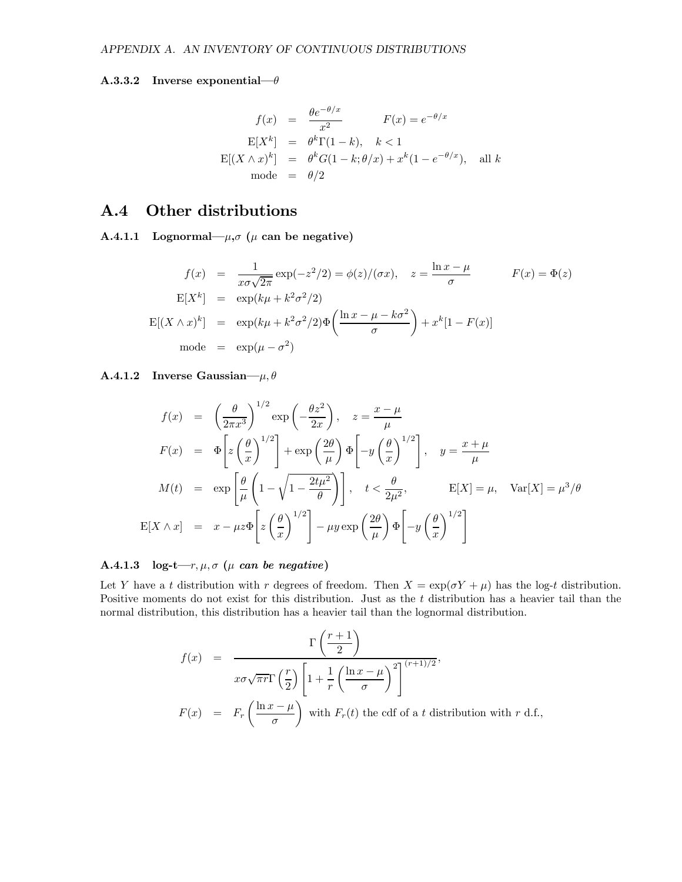#### A.3.3.2 Inverse exponential—$\theta$

$$
\begin{aligned}
f(x) &= \frac{\theta e^{-\theta/x}}{x^2} \qquad\qquad F(x) = e^{-\theta/x} \\
\mathrm{E}[X^k] &= \theta^k \Gamma(1-k), \quad k<1 \\
\mathrm{E}[(X \wedge x)^k] &= \theta^k G(1-k;\theta/x) + x^k(1-e^{-\theta/x}), \quad \text{all } k \\
\text{mode} &= \theta/2
\end{aligned}
$$

## A.4 Other distributions

#### A.4.1.1 Lognormal—$\mu$,$\sigma$ ($\mu$ can be negative)

$$
\begin{aligned}
f(x) &= \frac{1}{x\sigma\sqrt{2\pi}}\exp(-z^2/2) = \phi(z)/(\sigma x), \quad z = \frac{\ln x - \mu}{\sigma} \qquad\qquad F(x) = \Phi(z) \\
\mathrm{E}[X^k] &= \exp(k\mu + k^2\sigma^2/2) \\
\mathrm{E}[(X \wedge x)^k] &= \exp(k\mu + k^2\sigma^2/2)\Phi\left(\frac{\ln x - \mu - k\sigma^2}{\sigma}\right) + x^k[1-F(x)] \\
\text{mode} &= \exp(\mu - \sigma^2)
\end{aligned}
$$

#### A.4.1.2 Inverse Gaussian—$\mu,\theta$

$$
\begin{aligned}
f(x) &= \left(\frac{\theta}{2\pi x^3}\right)^{1/2}\exp\left(-\frac{\theta z^2}{2x}\right), \quad z = \frac{x-\mu}{\mu} \\
F(x) &= \Phi\left[z\left(\frac{\theta}{x}\right)^{1/2}\right] + \exp\left(\frac{2\theta}{\mu}\right)\Phi\left[-y\left(\frac{\theta}{x}\right)^{1/2}\right], \quad y = \frac{x+\mu}{\mu} \\
M(t) &= \exp\left[\frac{\theta}{\mu}\left(1-\sqrt{1-\frac{2t\mu^2}{\theta}}\right)\right], \quad t < \frac{\theta}{2\mu^2}, \qquad\qquad \mathrm{E}[X] = \mu, \quad \mathrm{Var}[X] = \mu^3/\theta \\
\mathrm{E}[X \wedge x] &= x - \mu z \Phi\left[z\left(\frac{\theta}{x}\right)^{1/2}\right] - \mu y \exp\left(\frac{2\theta}{\mu}\right)\Phi\left[-y\left(\frac{\theta}{x}\right)^{1/2}\right]
\end{aligned}
$$

#### A.4.1.3 log-t—$r,\mu,\sigma$ ($\mu$ *can be negative*)

Let $Y$ have a $t$ distribution with $r$ degrees of freedom. Then $X = \exp(\sigma Y + \mu)$ has the log-$t$ distribution. Positive moments do not exist for this distribution. Just as the $t$ distribution has a heavier tail than the normal distribution, this distribution has a heavier tail than the lognormal distribution.

$$
\begin{aligned}
f(x) &= \frac{\Gamma\left(\dfrac{r+1}{2}\right)}{x\sigma\sqrt{\pi r}\,\Gamma\left(\dfrac{r}{2}\right)\left[1+\dfrac{1}{r}\left(\dfrac{\ln x - \mu}{\sigma}\right)^2\right]^{(r+1)/2}}, \\
F(x) &= F_r\left(\frac{\ln x - \mu}{\sigma}\right) \text{ with } F_r(t) \text{ the cdf of a } t \text{ distribution with } r \text{ d.f.,}
\end{aligned}
$$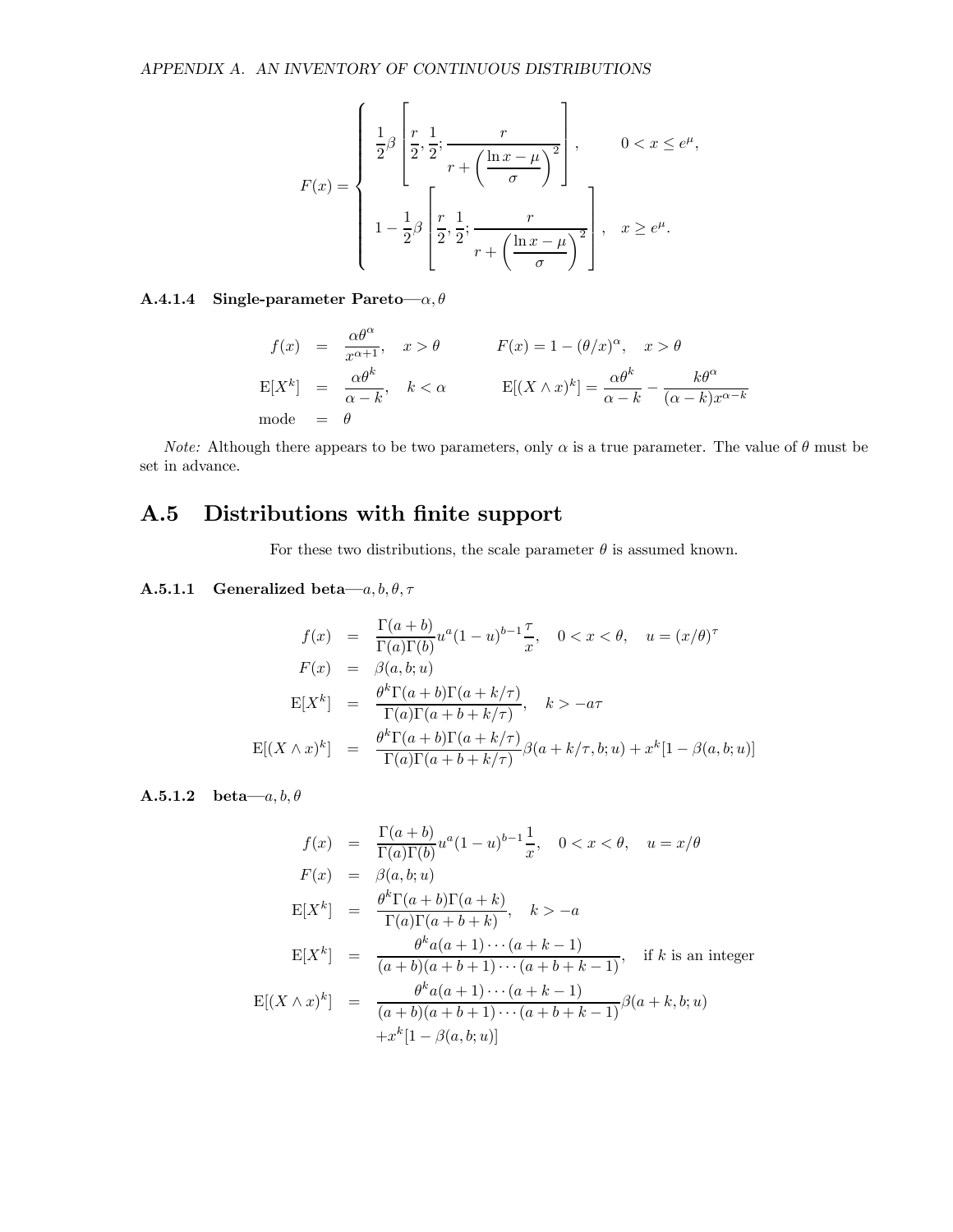$$F(x) = \begin{cases} \dfrac{1}{2}\beta\left[\dfrac{r}{2}, \dfrac{1}{2}; \dfrac{r}{r + \left(\dfrac{\ln x - \mu}{\sigma}\right)^2}\right], & 0 < x \le e^{\mu}, \\ 1 - \dfrac{1}{2}\beta\left[\dfrac{r}{2}, \dfrac{1}{2}; \dfrac{r}{r + \left(\dfrac{\ln x - \mu}{\sigma}\right)^2}\right], & x \ge e^{\mu}. \end{cases}$$

#### A.4.1.4 Single-parameter Pareto—$\alpha, \theta$

$$\begin{aligned} f(x) &= \frac{\alpha\theta^{\alpha}}{x^{\alpha+1}}, \quad x > \theta & F(x) &= 1 - (\theta/x)^{\alpha}, \quad x > \theta \\ \mathrm{E}[X^k] &= \frac{\alpha\theta^k}{\alpha - k}, \quad k < \alpha & \mathrm{E}[(X \wedge x)^k] &= \frac{\alpha\theta^k}{\alpha - k} - \frac{k\theta^{\alpha}}{(\alpha - k)x^{\alpha - k}} \\ \text{mode} &= \theta \end{aligned}$$

*Note:* Although there appears to be two parameters, only $\alpha$ is a true parameter. The value of $\theta$ must be set in advance.

## A.5 Distributions with finite support

For these two distributions, the scale parameter $\theta$ is assumed known.

#### A.5.1.1 Generalized beta—$a, b, \theta, \tau$

$$\begin{aligned} f(x) &= \frac{\Gamma(a+b)}{\Gamma(a)\Gamma(b)} u^a (1-u)^{b-1} \frac{\tau}{x}, \quad 0 < x < \theta, \quad u = (x/\theta)^{\tau} \\ F(x) &= \beta(a, b; u) \\ \mathrm{E}[X^k] &= \frac{\theta^k \Gamma(a+b)\Gamma(a + k/\tau)}{\Gamma(a)\Gamma(a + b + k/\tau)}, \quad k > -a\tau \\ \mathrm{E}[(X \wedge x)^k] &= \frac{\theta^k \Gamma(a+b)\Gamma(a + k/\tau)}{\Gamma(a)\Gamma(a + b + k/\tau)} \beta(a + k/\tau, b; u) + x^k[1 - \beta(a, b; u)] \end{aligned}$$

#### A.5.1.2 beta—$a, b, \theta$

$$\begin{aligned} f(x) &= \frac{\Gamma(a+b)}{\Gamma(a)\Gamma(b)} u^a (1-u)^{b-1} \frac{1}{x}, \quad 0 < x < \theta, \quad u = x/\theta \\ F(x) &= \beta(a, b; u) \\ \mathrm{E}[X^k] &= \frac{\theta^k \Gamma(a+b)\Gamma(a+k)}{\Gamma(a)\Gamma(a+b+k)}, \quad k > -a \\ \mathrm{E}[X^k] &= \frac{\theta^k a(a+1)\cdots(a+k-1)}{(a+b)(a+b+1)\cdots(a+b+k-1)}, \quad \text{if } k \text{ is an integer} \\ \mathrm{E}[(X \wedge x)^k] &= \frac{\theta^k a(a+1)\cdots(a+k-1)}{(a+b)(a+b+1)\cdots(a+b+k-1)} \beta(a+k, b; u) \\ &\quad + x^k[1 - \beta(a, b; u)] \end{aligned}$$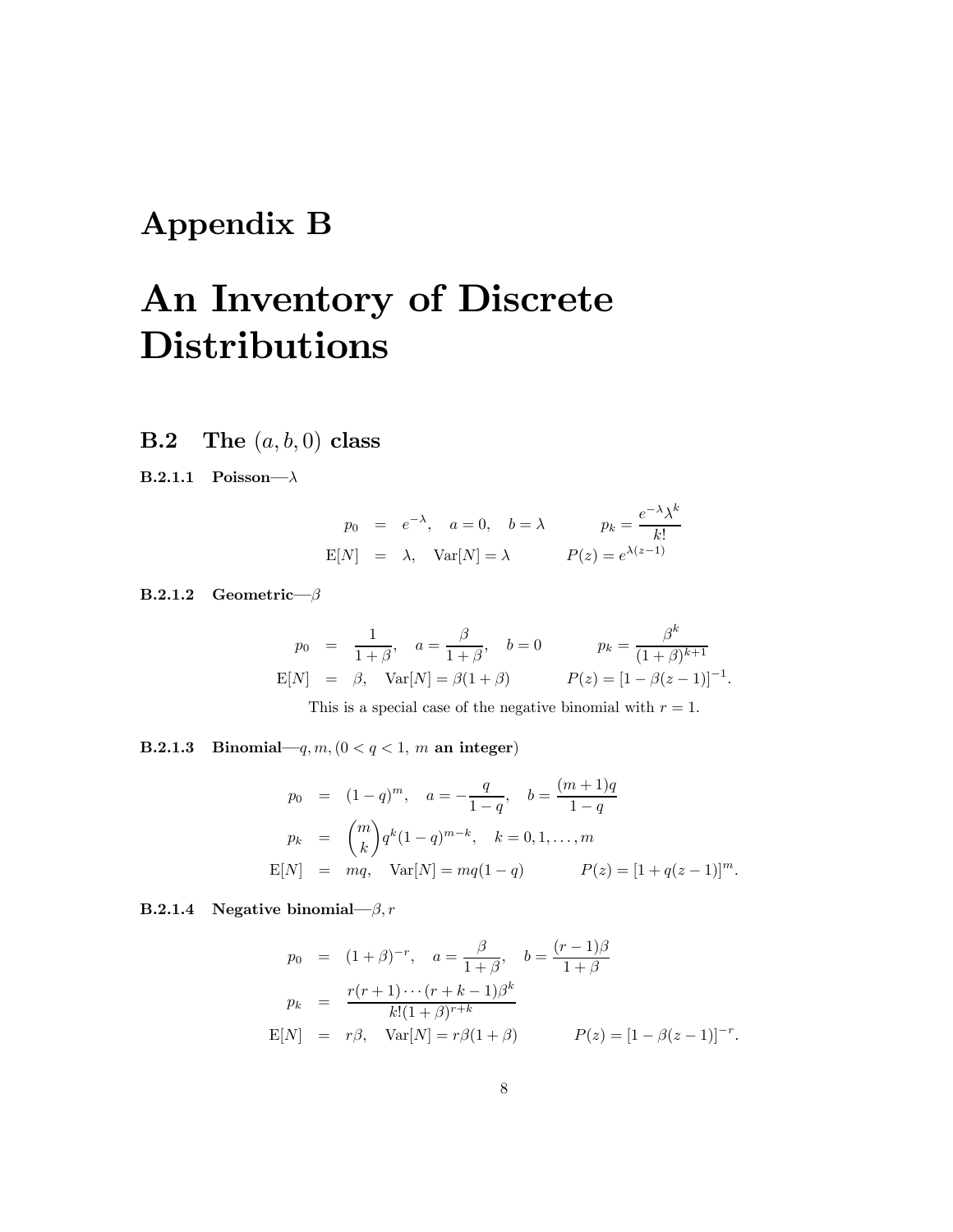# Appendix B

# An Inventory of Discrete Distributions

## B.2 The $(a, b, 0)$ class

**B.2.1.1 Poisson—$\lambda$**

$$
\begin{aligned}
p_0 &= e^{-\lambda}, \quad a = 0, \quad b = \lambda \qquad\qquad p_k = \frac{e^{-\lambda}\lambda^k}{k!} \\
\mathrm{E}[N] &= \lambda, \quad \mathrm{Var}[N] = \lambda \qquad\qquad P(z) = e^{\lambda(z-1)}
\end{aligned}
$$

**B.2.1.2 Geometric—$\beta$**

$$
\begin{aligned}
p_0 &= \frac{1}{1+\beta}, \quad a = \frac{\beta}{1+\beta}, \quad b = 0 \qquad\qquad p_k = \frac{\beta^k}{(1+\beta)^{k+1}} \\
\mathrm{E}[N] &= \beta, \quad \mathrm{Var}[N] = \beta(1+\beta) \qquad\qquad P(z) = [1 - \beta(z-1)]^{-1}.
\end{aligned}
$$

This is a special case of the negative binomial with $r = 1$.

**B.2.1.3 Binomial—$q, m, (0 < q < 1,\ m$ an integer)**

$$
\begin{aligned}
p_0 &= (1-q)^m, \quad a = -\frac{q}{1-q}, \quad b = \frac{(m+1)q}{1-q} \\
p_k &= \binom{m}{k} q^k (1-q)^{m-k}, \quad k = 0, 1, \ldots, m \\
\mathrm{E}[N] &= mq, \quad \mathrm{Var}[N] = mq(1-q) \qquad\qquad P(z) = [1 + q(z-1)]^m.
\end{aligned}
$$

**B.2.1.4 Negative binomial—$\beta, r$**

$$
\begin{aligned}
p_0 &= (1+\beta)^{-r}, \quad a = \frac{\beta}{1+\beta}, \quad b = \frac{(r-1)\beta}{1+\beta} \\
p_k &= \frac{r(r+1)\cdots(r+k-1)\beta^k}{k!(1+\beta)^{r+k}} \\
\mathrm{E}[N] &= r\beta, \quad \mathrm{Var}[N] = r\beta(1+\beta) \qquad\qquad P(z) = [1 - \beta(z-1)]^{-r}.
\end{aligned}
$$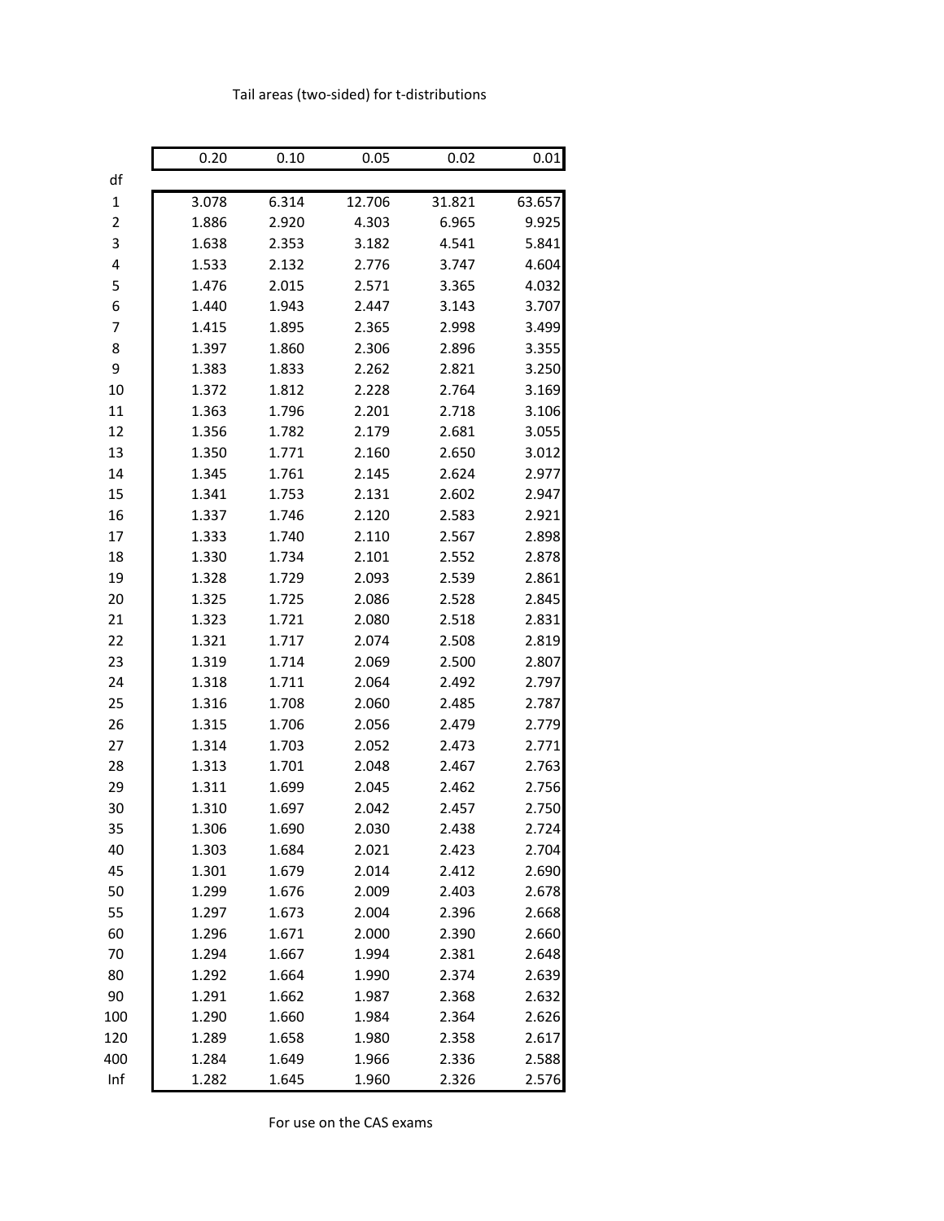Tail areas (two-sided) for t-distributions

| df | 0.20 | 0.10 | 0.05 | 0.02 | 0.01 |
|---|---|---|---|---|---|
| 1 | 3.078 | 6.314 | 12.706 | 31.821 | 63.657 |
| 2 | 1.886 | 2.920 | 4.303 | 6.965 | 9.925 |
| 3 | 1.638 | 2.353 | 3.182 | 4.541 | 5.841 |
| 4 | 1.533 | 2.132 | 2.776 | 3.747 | 4.604 |
| 5 | 1.476 | 2.015 | 2.571 | 3.365 | 4.032 |
| 6 | 1.440 | 1.943 | 2.447 | 3.143 | 3.707 |
| 7 | 1.415 | 1.895 | 2.365 | 2.998 | 3.499 |
| 8 | 1.397 | 1.860 | 2.306 | 2.896 | 3.355 |
| 9 | 1.383 | 1.833 | 2.262 | 2.821 | 3.250 |
| 10 | 1.372 | 1.812 | 2.228 | 2.764 | 3.169 |
| 11 | 1.363 | 1.796 | 2.201 | 2.718 | 3.106 |
| 12 | 1.356 | 1.782 | 2.179 | 2.681 | 3.055 |
| 13 | 1.350 | 1.771 | 2.160 | 2.650 | 3.012 |
| 14 | 1.345 | 1.761 | 2.145 | 2.624 | 2.977 |
| 15 | 1.341 | 1.753 | 2.131 | 2.602 | 2.947 |
| 16 | 1.337 | 1.746 | 2.120 | 2.583 | 2.921 |
| 17 | 1.333 | 1.740 | 2.110 | 2.567 | 2.898 |
| 18 | 1.330 | 1.734 | 2.101 | 2.552 | 2.878 |
| 19 | 1.328 | 1.729 | 2.093 | 2.539 | 2.861 |
| 20 | 1.325 | 1.725 | 2.086 | 2.528 | 2.845 |
| 21 | 1.323 | 1.721 | 2.080 | 2.518 | 2.831 |
| 22 | 1.321 | 1.717 | 2.074 | 2.508 | 2.819 |
| 23 | 1.319 | 1.714 | 2.069 | 2.500 | 2.807 |
| 24 | 1.318 | 1.711 | 2.064 | 2.492 | 2.797 |
| 25 | 1.316 | 1.708 | 2.060 | 2.485 | 2.787 |
| 26 | 1.315 | 1.706 | 2.056 | 2.479 | 2.779 |
| 27 | 1.314 | 1.703 | 2.052 | 2.473 | 2.771 |
| 28 | 1.313 | 1.701 | 2.048 | 2.467 | 2.763 |
| 29 | 1.311 | 1.699 | 2.045 | 2.462 | 2.756 |
| 30 | 1.310 | 1.697 | 2.042 | 2.457 | 2.750 |
| 35 | 1.306 | 1.690 | 2.030 | 2.438 | 2.724 |
| 40 | 1.303 | 1.684 | 2.021 | 2.423 | 2.704 |
| 45 | 1.301 | 1.679 | 2.014 | 2.412 | 2.690 |
| 50 | 1.299 | 1.676 | 2.009 | 2.403 | 2.678 |
| 55 | 1.297 | 1.673 | 2.004 | 2.396 | 2.668 |
| 60 | 1.296 | 1.671 | 2.000 | 2.390 | 2.660 |
| 70 | 1.294 | 1.667 | 1.994 | 2.381 | 2.648 |
| 80 | 1.292 | 1.664 | 1.990 | 2.374 | 2.639 |
| 90 | 1.291 | 1.662 | 1.987 | 2.368 | 2.632 |
| 100 | 1.290 | 1.660 | 1.984 | 2.364 | 2.626 |
| 120 | 1.289 | 1.658 | 1.980 | 2.358 | 2.617 |
| 400 | 1.284 | 1.649 | 1.966 | 2.336 | 2.588 |
| Inf | 1.282 | 1.645 | 1.960 | 2.326 | 2.576 |

For use on the CAS exams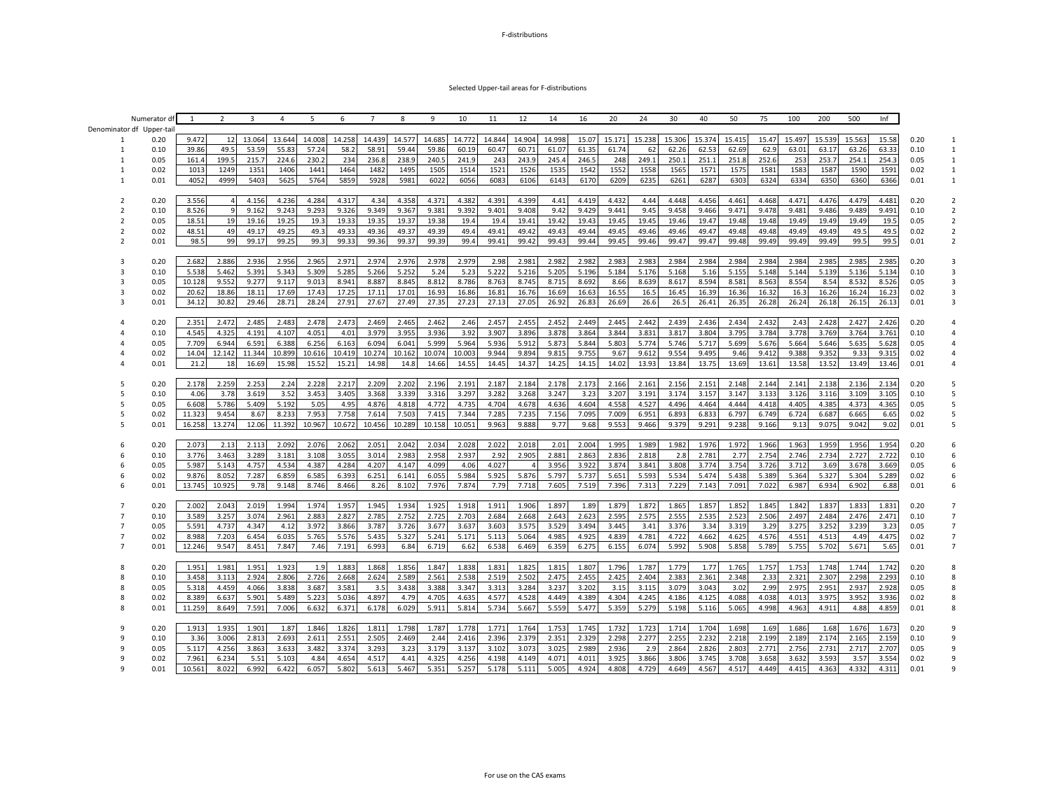# F-distributions

## Selected Upper-tail areas for F-distributions

| Denominator df | Upper-tail | 1 | 2 | 3 | 4 | 5 | 6 | 7 | 8 | 9 | 10 | 11 | 12 | 14 | 16 | 20 | 24 | 30 | 40 | 50 | 75 | 100 | 200 | 500 | Inf | | |
|---|---|---|---|---|---|---|---|---|---|---|---|---|---|---|---|---|---|---|---|---|---|---|---|---|---|---|---|
| 1 | 0.20 | 9.472 | 12 | 13.064 | 13.644 | 14.008 | 14.258 | 14.439 | 14.577 | 14.685 | 14.772 | 14.844 | 14.904 | 14.998 | 15.07 | 15.171 | 15.238 | 15.306 | 15.374 | 15.415 | 15.47 | 15.497 | 15.539 | 15.563 | 15.58 | 0.20 | 1 |
| 1 | 0.10 | 39.86 | 49.5 | 53.59 | 55.83 | 57.24 | 58.2 | 58.91 | 59.44 | 59.86 | 60.19 | 60.47 | 60.71 | 61.07 | 61.35 | 61.74 | 62 | 62.26 | 62.53 | 62.69 | 62.9 | 63.01 | 63.17 | 63.26 | 63.33 | 0.10 | 1 |
| 1 | 0.05 | 161.4 | 199.5 | 215.7 | 224.6 | 230.2 | 234 | 236.8 | 238.9 | 240.5 | 241.9 | 243 | 243.9 | 245.4 | 246.5 | 248 | 249.1 | 250.1 | 251.1 | 251.8 | 252.6 | 253 | 253.7 | 254.1 | 254.3 | 0.05 | 1 |
| 1 | 0.02 | 1013 | 1249 | 1351 | 1406 | 1441 | 1464 | 1482 | 1495 | 1505 | 1514 | 1521 | 1526 | 1535 | 1542 | 1552 | 1558 | 1565 | 1571 | 1575 | 1581 | 1583 | 1587 | 1590 | 1591 | 0.02 | 1 |
| 1 | 0.01 | 4052 | 4999 | 5403 | 5625 | 5764 | 5859 | 5928 | 5981 | 6022 | 6056 | 6083 | 6106 | 6143 | 6170 | 6209 | 6235 | 6261 | 6287 | 6303 | 6324 | 6334 | 6350 | 6360 | 6366 | 0.01 | 1 |
| 2 | 0.20 | 3.556 | 4 | 4.156 | 4.236 | 4.284 | 4.317 | 4.34 | 4.358 | 4.371 | 4.382 | 4.391 | 4.399 | 4.41 | 4.419 | 4.432 | 4.44 | 4.448 | 4.456 | 4.461 | 4.468 | 4.471 | 4.476 | 4.479 | 4.481 | 0.20 | 2 |
| 2 | 0.10 | 8.526 | 9 | 9.162 | 9.243 | 9.293 | 9.326 | 9.349 | 9.367 | 9.381 | 9.392 | 9.401 | 9.408 | 9.42 | 9.429 | 9.441 | 9.45 | 9.458 | 9.466 | 9.471 | 9.478 | 9.481 | 9.486 | 9.489 | 9.491 | 0.10 | 2 |
| 2 | 0.05 | 18.51 | 19 | 19.16 | 19.25 | 19.3 | 19.33 | 19.35 | 19.37 | 19.38 | 19.4 | 19.4 | 19.41 | 19.42 | 19.43 | 19.45 | 19.45 | 19.46 | 19.47 | 19.48 | 19.48 | 19.49 | 19.49 | 19.49 | 19.5 | 0.05 | 2 |
| 2 | 0.02 | 48.51 | 49 | 49.17 | 49.25 | 49.3 | 49.33 | 49.36 | 49.37 | 49.39 | 49.4 | 49.41 | 49.42 | 49.43 | 49.44 | 49.45 | 49.46 | 49.46 | 49.47 | 49.48 | 49.48 | 49.49 | 49.49 | 49.5 | 49.5 | 0.02 | 2 |
| 2 | 0.01 | 98.5 | 99 | 99.17 | 99.25 | 99.3 | 99.33 | 99.36 | 99.37 | 99.39 | 99.4 | 99.41 | 99.42 | 99.43 | 99.44 | 99.45 | 99.46 | 99.47 | 99.47 | 99.48 | 99.49 | 99.49 | 99.49 | 99.5 | 99.5 | 0.01 | 2 |
| 3 | 0.20 | 2.682 | 2.886 | 2.936 | 2.956 | 2.965 | 2.971 | 2.974 | 2.976 | 2.978 | 2.979 | 2.98 | 2.981 | 2.982 | 2.982 | 2.983 | 2.983 | 2.984 | 2.984 | 2.984 | 2.984 | 2.984 | 2.985 | 2.985 | 2.985 | 0.20 | 3 |
| 3 | 0.10 | 5.538 | 5.462 | 5.391 | 5.343 | 5.309 | 5.285 | 5.266 | 5.252 | 5.24 | 5.23 | 5.222 | 5.216 | 5.205 | 5.196 | 5.184 | 5.176 | 5.168 | 5.16 | 5.155 | 5.148 | 5.144 | 5.139 | 5.136 | 5.134 | 0.10 | 3 |
| 3 | 0.05 | 10.128 | 9.552 | 9.277 | 9.117 | 9.013 | 8.941 | 8.887 | 8.845 | 8.812 | 8.786 | 8.763 | 8.745 | 8.715 | 8.692 | 8.66 | 8.639 | 8.617 | 8.594 | 8.581 | 8.563 | 8.554 | 8.54 | 8.532 | 8.526 | 0.05 | 3 |
| 3 | 0.02 | 20.62 | 18.86 | 18.11 | 17.69 | 17.43 | 17.25 | 17.11 | 17.01 | 16.93 | 16.86 | 16.81 | 16.76 | 16.69 | 16.63 | 16.55 | 16.5 | 16.45 | 16.39 | 16.36 | 16.32 | 16.3 | 16.26 | 16.24 | 16.23 | 0.02 | 3 |
| 3 | 0.01 | 34.12 | 30.82 | 29.46 | 28.71 | 28.24 | 27.91 | 27.67 | 27.49 | 27.35 | 27.23 | 27.13 | 27.05 | 26.92 | 26.83 | 26.69 | 26.6 | 26.5 | 26.41 | 26.35 | 26.28 | 26.24 | 26.18 | 26.15 | 26.13 | 0.01 | 3 |
| 4 | 0.20 | 2.351 | 2.472 | 2.485 | 2.483 | 2.478 | 2.473 | 2.469 | 2.465 | 2.462 | 2.46 | 2.457 | 2.455 | 2.452 | 2.449 | 2.445 | 2.442 | 2.439 | 2.436 | 2.434 | 2.432 | 2.43 | 2.428 | 2.427 | 2.426 | 0.20 | 4 |
| 4 | 0.10 | 4.545 | 4.325 | 4.191 | 4.107 | 4.051 | 4.01 | 3.979 | 3.955 | 3.936 | 3.92 | 3.907 | 3.896 | 3.878 | 3.864 | 3.844 | 3.831 | 3.817 | 3.804 | 3.795 | 3.784 | 3.778 | 3.769 | 3.764 | 3.761 | 0.10 | 4 |
| 4 | 0.05 | 7.709 | 6.944 | 6.591 | 6.388 | 6.256 | 6.163 | 6.094 | 6.041 | 5.999 | 5.964 | 5.936 | 5.912 | 5.873 | 5.844 | 5.803 | 5.774 | 5.746 | 5.717 | 5.699 | 5.676 | 5.664 | 5.646 | 5.635 | 5.628 | 0.05 | 4 |
| 4 | 0.02 | 14.04 | 12.142 | 11.344 | 10.899 | 10.616 | 10.419 | 10.274 | 10.162 | 10.074 | 10.003 | 9.944 | 9.894 | 9.815 | 9.755 | 9.67 | 9.612 | 9.554 | 9.495 | 9.46 | 9.412 | 9.388 | 9.352 | 9.33 | 9.315 | 0.02 | 4 |
| 4 | 0.01 | 21.2 | 18 | 16.69 | 15.98 | 15.52 | 15.21 | 14.98 | 14.8 | 14.66 | 14.55 | 14.45 | 14.37 | 14.25 | 14.15 | 14.02 | 13.93 | 13.84 | 13.75 | 13.69 | 13.61 | 13.58 | 13.52 | 13.49 | 13.46 | 0.01 | 4 |
| 5 | 0.20 | 2.178 | 2.259 | 2.253 | 2.24 | 2.228 | 2.217 | 2.209 | 2.202 | 2.196 | 2.191 | 2.187 | 2.184 | 2.178 | 2.173 | 2.166 | 2.161 | 2.156 | 2.151 | 2.148 | 2.144 | 2.141 | 2.138 | 2.136 | 2.134 | 0.20 | 5 |
| 5 | 0.10 | 4.06 | 3.78 | 3.619 | 3.52 | 3.453 | 3.405 | 3.368 | 3.339 | 3.316 | 3.297 | 3.282 | 3.268 | 3.247 | 3.23 | 3.207 | 3.191 | 3.174 | 3.157 | 3.147 | 3.133 | 3.126 | 3.116 | 3.109 | 3.105 | 0.10 | 5 |
| 5 | 0.05 | 6.608 | 5.786 | 5.409 | 5.192 | 5.05 | 4.95 | 4.876 | 4.818 | 4.772 | 4.735 | 4.704 | 4.678 | 4.636 | 4.604 | 4.558 | 4.527 | 4.496 | 4.464 | 4.444 | 4.418 | 4.405 | 4.385 | 4.373 | 4.365 | 0.05 | 5 |
| 5 | 0.02 | 11.323 | 9.454 | 8.67 | 8.233 | 7.953 | 7.758 | 7.614 | 7.503 | 7.415 | 7.344 | 7.285 | 7.235 | 7.156 | 7.095 | 7.009 | 6.951 | 6.893 | 6.833 | 6.797 | 6.749 | 6.724 | 6.687 | 6.665 | 6.65 | 0.02 | 5 |
| 5 | 0.01 | 16.258 | 13.274 | 12.06 | 11.392 | 10.967 | 10.672 | 10.456 | 10.289 | 10.158 | 10.051 | 9.963 | 9.888 | 9.77 | 9.68 | 9.553 | 9.466 | 9.379 | 9.291 | 9.238 | 9.166 | 9.13 | 9.075 | 9.042 | 9.02 | 0.01 | 5 |
| 6 | 0.20 | 2.073 | 2.13 | 2.113 | 2.092 | 2.076 | 2.062 | 2.051 | 2.042 | 2.034 | 2.028 | 2.022 | 2.018 | 2.01 | 2.004 | 1.995 | 1.989 | 1.982 | 1.976 | 1.972 | 1.966 | 1.963 | 1.959 | 1.956 | 1.954 | 0.20 | 6 |
| 6 | 0.10 | 3.776 | 3.463 | 3.289 | 3.181 | 3.108 | 3.055 | 3.014 | 2.983 | 2.958 | 2.937 | 2.92 | 2.905 | 2.881 | 2.863 | 2.836 | 2.818 | 2.8 | 2.781 | 2.77 | 2.754 | 2.746 | 2.734 | 2.727 | 2.722 | 0.10 | 6 |
| 6 | 0.05 | 5.987 | 5.143 | 4.757 | 4.534 | 4.387 | 4.284 | 4.207 | 4.147 | 4.099 | 4.06 | 4.027 | 4 | 3.956 | 3.922 | 3.874 | 3.841 | 3.808 | 3.774 | 3.754 | 3.726 | 3.712 | 3.69 | 3.678 | 3.669 | 0.05 | 6 |
| 6 | 0.02 | 9.876 | 8.052 | 7.287 | 6.859 | 6.585 | 6.393 | 6.251 | 6.141 | 6.055 | 5.984 | 5.925 | 5.876 | 5.797 | 5.737 | 5.651 | 5.593 | 5.534 | 5.474 | 5.438 | 5.389 | 5.364 | 5.327 | 5.304 | 5.289 | 0.02 | 6 |
| 6 | 0.01 | 13.745 | 10.925 | 9.78 | 9.148 | 8.746 | 8.466 | 8.26 | 8.102 | 7.976 | 7.874 | 7.79 | 7.718 | 7.605 | 7.519 | 7.396 | 7.313 | 7.229 | 7.143 | 7.091 | 7.022 | 6.987 | 6.934 | 6.902 | 6.88 | 0.01 | 6 |
| 7 | 0.20 | 2.002 | 2.043 | 2.019 | 1.994 | 1.974 | 1.957 | 1.945 | 1.934 | 1.925 | 1.918 | 1.911 | 1.906 | 1.897 | 1.89 | 1.879 | 1.872 | 1.865 | 1.857 | 1.852 | 1.845 | 1.842 | 1.837 | 1.833 | 1.831 | 0.20 | 7 |
| 7 | 0.10 | 3.589 | 3.257 | 3.074 | 2.961 | 2.883 | 2.827 | 2.785 | 2.752 | 2.725 | 2.703 | 2.684 | 2.668 | 2.643 | 2.623 | 2.595 | 2.575 | 2.555 | 2.535 | 2.523 | 2.506 | 2.497 | 2.484 | 2.476 | 2.471 | 0.10 | 7 |
| 7 | 0.05 | 5.591 | 4.737 | 4.347 | 4.12 | 3.972 | 3.866 | 3.787 | 3.726 | 3.677 | 3.637 | 3.603 | 3.575 | 3.529 | 3.494 | 3.445 | 3.41 | 3.376 | 3.34 | 3.319 | 3.29 | 3.275 | 3.252 | 3.239 | 3.23 | 0.05 | 7 |
| 7 | 0.02 | 8.988 | 7.203 | 6.454 | 6.035 | 5.765 | 5.576 | 5.435 | 5.327 | 5.241 | 5.171 | 5.113 | 5.064 | 4.985 | 4.925 | 4.839 | 4.781 | 4.722 | 4.662 | 4.625 | 4.576 | 4.551 | 4.513 | 4.49 | 4.475 | 0.02 | 7 |
| 7 | 0.01 | 12.246 | 9.547 | 8.451 | 7.847 | 7.46 | 7.191 | 6.993 | 6.84 | 6.719 | 6.62 | 6.538 | 6.469 | 6.359 | 6.275 | 6.155 | 6.074 | 5.992 | 5.908 | 5.858 | 5.789 | 5.755 | 5.702 | 5.671 | 5.65 | 0.01 | 7 |
| 8 | 0.20 | 1.951 | 1.981 | 1.951 | 1.923 | 1.9 | 1.883 | 1.868 | 1.856 | 1.847 | 1.838 | 1.831 | 1.825 | 1.815 | 1.807 | 1.796 | 1.787 | 1.779 | 1.77 | 1.765 | 1.757 | 1.753 | 1.748 | 1.744 | 1.742 | 0.20 | 8 |
| 8 | 0.10 | 3.458 | 3.113 | 2.924 | 2.806 | 2.726 | 2.668 | 2.624 | 2.589 | 2.561 | 2.538 | 2.519 | 2.502 | 2.475 | 2.455 | 2.425 | 2.404 | 2.383 | 2.361 | 2.348 | 2.33 | 2.321 | 2.307 | 2.298 | 2.293 | 0.10 | 8 |
| 8 | 0.05 | 5.318 | 4.459 | 4.066 | 3.838 | 3.687 | 3.581 | 3.5 | 3.438 | 3.388 | 3.347 | 3.313 | 3.284 | 3.237 | 3.202 | 3.15 | 3.115 | 3.079 | 3.043 | 3.02 | 2.99 | 2.975 | 2.951 | 2.937 | 2.928 | 0.05 | 8 |
| 8 | 0.02 | 8.389 | 6.637 | 5.901 | 5.489 | 5.223 | 5.036 | 4.897 | 4.79 | 4.705 | 4.635 | 4.577 | 4.528 | 4.449 | 4.389 | 4.304 | 4.245 | 4.186 | 4.125 | 4.088 | 4.038 | 4.013 | 3.975 | 3.952 | 3.936 | 0.02 | 8 |
| 8 | 0.01 | 11.259 | 8.649 | 7.591 | 7.006 | 6.632 | 6.371 | 6.178 | 6.029 | 5.911 | 5.814 | 5.734 | 5.667 | 5.559 | 5.477 | 5.359 | 5.279 | 5.198 | 5.116 | 5.065 | 4.998 | 4.963 | 4.911 | 4.88 | 4.859 | 0.01 | 8 |
| 9 | 0.20 | 1.913 | 1.935 | 1.901 | 1.87 | 1.846 | 1.826 | 1.811 | 1.798 | 1.787 | 1.778 | 1.771 | 1.764 | 1.753 | 1.745 | 1.732 | 1.723 | 1.714 | 1.704 | 1.698 | 1.69 | 1.686 | 1.68 | 1.676 | 1.673 | 0.20 | 9 |
| 9 | 0.10 | 3.36 | 3.006 | 2.813 | 2.693 | 2.611 | 2.551 | 2.505 | 2.469 | 2.44 | 2.416 | 2.396 | 2.379 | 2.351 | 2.329 | 2.298 | 2.277 | 2.255 | 2.232 | 2.218 | 2.199 | 2.189 | 2.174 | 2.165 | 2.159 | 0.10 | 9 |
| 9 | 0.05 | 5.117 | 4.256 | 3.863 | 3.633 | 3.482 | 3.374 | 3.293 | 3.23 | 3.179 | 3.137 | 3.102 | 3.073 | 3.025 | 2.989 | 2.936 | 2.9 | 2.864 | 2.826 | 2.803 | 2.771 | 2.756 | 2.731 | 2.717 | 2.707 | 0.05 | 9 |
| 9 | 0.02 | 7.961 | 6.234 | 5.51 | 5.103 | 4.84 | 4.654 | 4.517 | 4.41 | 4.325 | 4.256 | 4.198 | 4.149 | 4.071 | 4.011 | 3.925 | 3.866 | 3.806 | 3.745 | 3.708 | 3.658 | 3.632 | 3.593 | 3.57 | 3.554 | 0.02 | 9 |
| 9 | 0.01 | 10.561 | 8.022 | 6.992 | 6.422 | 6.057 | 5.802 | 5.613 | 5.467 | 5.351 | 5.257 | 5.178 | 5.111 | 5.005 | 4.924 | 4.808 | 4.729 | 4.649 | 4.567 | 4.517 | 4.449 | 4.415 | 4.363 | 4.332 | 4.311 | 0.01 | 9 |

For use on the CAS exams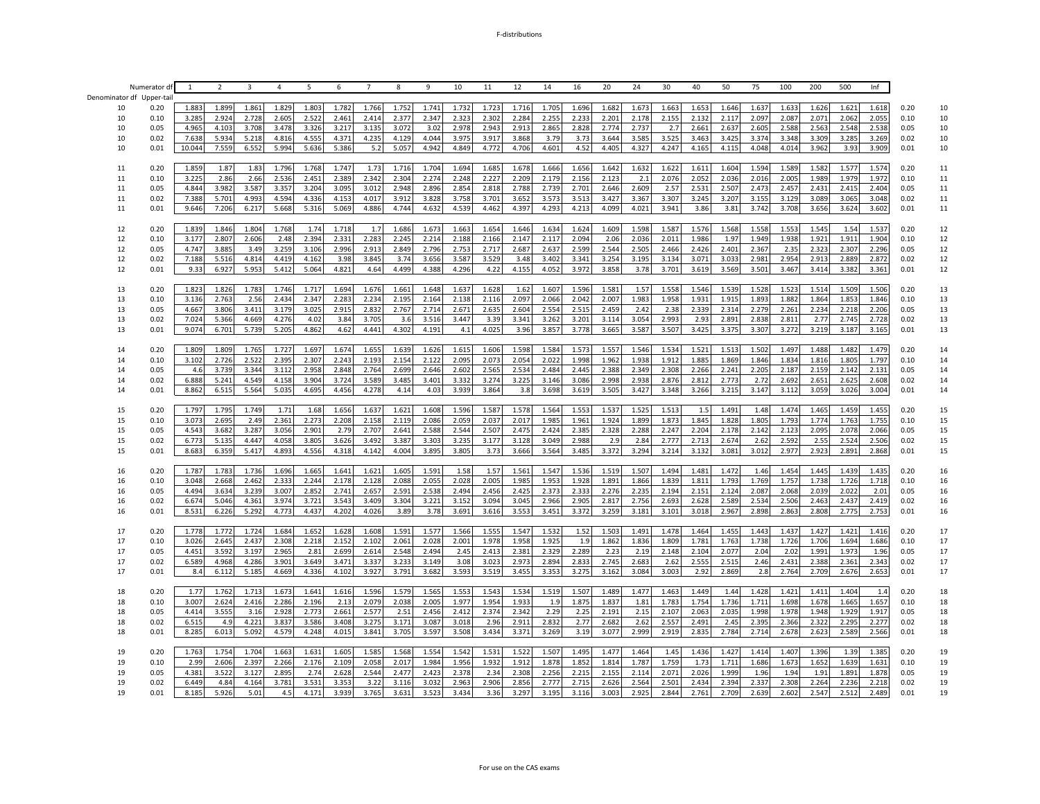F-distributions

| Denominator df | Upper-tail | 1 | 2 | 3 | 4 | 5 | 6 | 7 | 8 | 9 | 10 | 11 | 12 | 14 | 16 | 20 | 24 | 30 | 40 | 50 | 75 | 100 | 200 | 500 | Inf | | |
|---|---|---|---|---|---|---|---|---|---|---|---|---|---|---|---|---|---|---|---|---|---|---|---|---|---|---|---|
| 10 | 0.20 | 1.883 | 1.899 | 1.861 | 1.829 | 1.803 | 1.782 | 1.766 | 1.752 | 1.741 | 1.732 | 1.723 | 1.716 | 1.705 | 1.696 | 1.682 | 1.673 | 1.663 | 1.653 | 1.646 | 1.637 | 1.633 | 1.626 | 1.621 | 1.618 | 0.20 | 10 |
| 10 | 0.10 | 3.285 | 2.924 | 2.728 | 2.605 | 2.522 | 2.461 | 2.414 | 2.377 | 2.347 | 2.323 | 2.302 | 2.284 | 2.255 | 2.233 | 2.201 | 2.178 | 2.155 | 2.132 | 2.117 | 2.097 | 2.087 | 2.071 | 2.062 | 2.055 | 0.10 | 10 |
| 10 | 0.05 | 4.965 | 4.103 | 3.708 | 3.478 | 3.326 | 3.217 | 3.135 | 3.072 | 3.02 | 2.978 | 2.943 | 2.913 | 2.865 | 2.828 | 2.774 | 2.737 | 2.7 | 2.661 | 2.637 | 2.605 | 2.588 | 2.563 | 2.548 | 2.538 | 0.05 | 10 |
| 10 | 0.02 | 7.638 | 5.934 | 5.218 | 4.816 | 4.555 | 4.371 | 4.235 | 4.129 | 4.044 | 3.975 | 3.917 | 3.868 | 3.79 | 3.73 | 3.644 | 3.585 | 3.525 | 3.463 | 3.425 | 3.374 | 3.348 | 3.309 | 3.285 | 3.269 | 0.02 | 10 |
| 10 | 0.01 | 10.044 | 7.559 | 6.552 | 5.994 | 5.636 | 5.386 | 5.2 | 5.057 | 4.942 | 4.849 | 4.772 | 4.706 | 4.601 | 4.52 | 4.405 | 4.327 | 4.247 | 4.165 | 4.115 | 4.048 | 4.014 | 3.962 | 3.93 | 3.909 | 0.01 | 10 |
| 11 | 0.20 | 1.859 | 1.87 | 1.83 | 1.796 | 1.768 | 1.747 | 1.73 | 1.716 | 1.704 | 1.694 | 1.685 | 1.678 | 1.666 | 1.656 | 1.642 | 1.632 | 1.622 | 1.611 | 1.604 | 1.594 | 1.589 | 1.582 | 1.577 | 1.574 | 0.20 | 11 |
| 11 | 0.10 | 3.225 | 2.86 | 2.66 | 2.536 | 2.451 | 2.389 | 2.342 | 2.304 | 2.274 | 2.248 | 2.227 | 2.209 | 2.179 | 2.156 | 2.123 | 2.1 | 2.076 | 2.052 | 2.036 | 2.016 | 2.005 | 1.989 | 1.979 | 1.972 | 0.10 | 11 |
| 11 | 0.05 | 4.844 | 3.982 | 3.587 | 3.357 | 3.204 | 3.095 | 3.012 | 2.948 | 2.896 | 2.854 | 2.818 | 2.788 | 2.739 | 2.701 | 2.646 | 2.609 | 2.57 | 2.531 | 2.507 | 2.473 | 2.457 | 2.431 | 2.415 | 2.404 | 0.05 | 11 |
| 11 | 0.02 | 7.388 | 5.701 | 4.993 | 4.594 | 4.336 | 4.153 | 4.017 | 3.912 | 3.828 | 3.758 | 3.701 | 3.652 | 3.573 | 3.513 | 3.427 | 3.367 | 3.307 | 3.245 | 3.207 | 3.155 | 3.129 | 3.089 | 3.065 | 3.048 | 0.02 | 11 |
| 11 | 0.01 | 9.646 | 7.206 | 6.217 | 5.668 | 5.316 | 5.069 | 4.886 | 4.744 | 4.632 | 4.539 | 4.462 | 4.397 | 4.293 | 4.213 | 4.099 | 4.021 | 3.941 | 3.86 | 3.81 | 3.742 | 3.708 | 3.656 | 3.624 | 3.602 | 0.01 | 11 |
| 12 | 0.20 | 1.839 | 1.846 | 1.804 | 1.768 | 1.74 | 1.718 | 1.7 | 1.686 | 1.673 | 1.663 | 1.654 | 1.646 | 1.634 | 1.624 | 1.609 | 1.598 | 1.587 | 1.576 | 1.568 | 1.558 | 1.553 | 1.545 | 1.54 | 1.537 | 0.20 | 12 |
| 12 | 0.10 | 3.177 | 2.807 | 2.606 | 2.48 | 2.394 | 2.331 | 2.283 | 2.245 | 2.214 | 2.188 | 2.166 | 2.147 | 2.117 | 2.094 | 2.06 | 2.036 | 2.011 | 1.986 | 1.97 | 1.949 | 1.938 | 1.921 | 1.911 | 1.904 | 0.10 | 12 |
| 12 | 0.05 | 4.747 | 3.885 | 3.49 | 3.259 | 3.106 | 2.996 | 2.913 | 2.849 | 2.796 | 2.753 | 2.717 | 2.687 | 2.637 | 2.599 | 2.544 | 2.505 | 2.466 | 2.426 | 2.401 | 2.367 | 2.35 | 2.323 | 2.307 | 2.296 | 0.05 | 12 |
| 12 | 0.02 | 7.188 | 5.516 | 4.814 | 4.419 | 4.162 | 3.98 | 3.845 | 3.74 | 3.656 | 3.587 | 3.529 | 3.48 | 3.402 | 3.341 | 3.254 | 3.195 | 3.134 | 3.071 | 3.033 | 2.981 | 2.954 | 2.913 | 2.889 | 2.872 | 0.02 | 12 |
| 12 | 0.01 | 9.33 | 6.927 | 5.953 | 5.412 | 5.064 | 4.821 | 4.64 | 4.499 | 4.388 | 4.296 | 4.22 | 4.155 | 4.052 | 3.972 | 3.858 | 3.78 | 3.701 | 3.619 | 3.569 | 3.501 | 3.467 | 3.414 | 3.382 | 3.361 | 0.01 | 12 |
| 13 | 0.20 | 1.823 | 1.826 | 1.783 | 1.746 | 1.717 | 1.694 | 1.676 | 1.661 | 1.648 | 1.637 | 1.628 | 1.62 | 1.607 | 1.596 | 1.581 | 1.57 | 1.558 | 1.546 | 1.539 | 1.528 | 1.523 | 1.514 | 1.509 | 1.506 | 0.20 | 13 |
| 13 | 0.10 | 3.136 | 2.763 | 2.56 | 2.434 | 2.347 | 2.283 | 2.234 | 2.195 | 2.164 | 2.138 | 2.116 | 2.097 | 2.066 | 2.042 | 2.007 | 1.983 | 1.958 | 1.931 | 1.915 | 1.893 | 1.882 | 1.864 | 1.853 | 1.846 | 0.10 | 13 |
| 13 | 0.05 | 4.667 | 3.806 | 3.411 | 3.179 | 3.025 | 2.915 | 2.832 | 2.767 | 2.714 | 2.671 | 2.635 | 2.604 | 2.554 | 2.515 | 2.459 | 2.42 | 2.38 | 2.339 | 2.314 | 2.279 | 2.261 | 2.234 | 2.218 | 2.206 | 0.05 | 13 |
| 13 | 0.02 | 7.024 | 5.366 | 4.669 | 4.276 | 4.02 | 3.84 | 3.705 | 3.6 | 3.516 | 3.447 | 3.39 | 3.341 | 3.262 | 3.201 | 3.114 | 3.054 | 2.993 | 2.93 | 2.891 | 2.838 | 2.811 | 2.77 | 2.745 | 2.728 | 0.02 | 13 |
| 13 | 0.01 | 9.074 | 6.701 | 5.739 | 5.205 | 4.862 | 4.62 | 4.441 | 4.302 | 4.191 | 4.1 | 4.025 | 3.96 | 3.857 | 3.778 | 3.665 | 3.587 | 3.507 | 3.425 | 3.375 | 3.307 | 3.272 | 3.219 | 3.187 | 3.165 | 0.01 | 13 |
| 14 | 0.20 | 1.809 | 1.809 | 1.765 | 1.727 | 1.697 | 1.674 | 1.655 | 1.639 | 1.626 | 1.615 | 1.606 | 1.598 | 1.584 | 1.573 | 1.557 | 1.546 | 1.534 | 1.521 | 1.513 | 1.502 | 1.497 | 1.488 | 1.482 | 1.479 | 0.20 | 14 |
| 14 | 0.10 | 3.102 | 2.726 | 2.522 | 2.395 | 2.307 | 2.243 | 2.193 | 2.154 | 2.122 | 2.095 | 2.073 | 2.054 | 2.022 | 1.998 | 1.962 | 1.938 | 1.912 | 1.885 | 1.869 | 1.846 | 1.834 | 1.816 | 1.805 | 1.797 | 0.10 | 14 |
| 14 | 0.05 | 4.6 | 3.739 | 3.344 | 3.112 | 2.958 | 2.848 | 2.764 | 2.699 | 2.646 | 2.602 | 2.565 | 2.534 | 2.484 | 2.445 | 2.388 | 2.349 | 2.308 | 2.266 | 2.241 | 2.205 | 2.187 | 2.159 | 2.142 | 2.131 | 0.05 | 14 |
| 14 | 0.02 | 6.888 | 5.241 | 4.549 | 4.158 | 3.904 | 3.724 | 3.589 | 3.485 | 3.401 | 3.332 | 3.274 | 3.225 | 3.146 | 3.086 | 2.998 | 2.938 | 2.876 | 2.812 | 2.773 | 2.72 | 2.692 | 2.651 | 2.625 | 2.608 | 0.02 | 14 |
| 14 | 0.01 | 8.862 | 6.515 | 5.564 | 5.035 | 4.695 | 4.456 | 4.278 | 4.14 | 4.03 | 3.939 | 3.864 | 3.8 | 3.698 | 3.619 | 3.505 | 3.427 | 3.348 | 3.266 | 3.215 | 3.147 | 3.112 | 3.059 | 3.026 | 3.004 | 0.01 | 14 |
| 15 | 0.20 | 1.797 | 1.795 | 1.749 | 1.71 | 1.68 | 1.656 | 1.637 | 1.621 | 1.608 | 1.596 | 1.587 | 1.578 | 1.564 | 1.553 | 1.537 | 1.525 | 1.513 | 1.5 | 1.491 | 1.48 | 1.474 | 1.465 | 1.459 | 1.455 | 0.20 | 15 |
| 15 | 0.10 | 3.073 | 2.695 | 2.49 | 2.361 | 2.273 | 2.208 | 2.158 | 2.119 | 2.086 | 2.059 | 2.037 | 2.017 | 1.985 | 1.961 | 1.924 | 1.899 | 1.873 | 1.845 | 1.828 | 1.805 | 1.793 | 1.774 | 1.763 | 1.755 | 0.10 | 15 |
| 15 | 0.05 | 4.543 | 3.682 | 3.287 | 3.056 | 2.901 | 2.79 | 2.707 | 2.641 | 2.588 | 2.544 | 2.507 | 2.475 | 2.424 | 2.385 | 2.328 | 2.288 | 2.247 | 2.204 | 2.178 | 2.142 | 2.123 | 2.095 | 2.078 | 2.066 | 0.05 | 15 |
| 15 | 0.02 | 6.773 | 5.135 | 4.447 | 4.058 | 3.805 | 3.626 | 3.492 | 3.387 | 3.303 | 3.235 | 3.177 | 3.128 | 3.049 | 2.988 | 2.9 | 2.84 | 2.777 | 2.713 | 2.674 | 2.62 | 2.592 | 2.55 | 2.524 | 2.506 | 0.02 | 15 |
| 15 | 0.01 | 8.683 | 6.359 | 5.417 | 4.893 | 4.556 | 4.318 | 4.142 | 4.004 | 3.895 | 3.805 | 3.73 | 3.666 | 3.564 | 3.485 | 3.372 | 3.294 | 3.214 | 3.132 | 3.081 | 3.012 | 2.977 | 2.923 | 2.891 | 2.868 | 0.01 | 15 |
| 16 | 0.20 | 1.787 | 1.783 | 1.736 | 1.696 | 1.665 | 1.641 | 1.621 | 1.605 | 1.591 | 1.58 | 1.57 | 1.561 | 1.547 | 1.536 | 1.519 | 1.507 | 1.494 | 1.481 | 1.472 | 1.46 | 1.454 | 1.445 | 1.439 | 1.435 | 0.20 | 16 |
| 16 | 0.10 | 3.048 | 2.668 | 2.462 | 2.333 | 2.244 | 2.178 | 2.128 | 2.088 | 2.055 | 2.028 | 2.005 | 1.985 | 1.953 | 1.928 | 1.891 | 1.866 | 1.839 | 1.811 | 1.793 | 1.769 | 1.757 | 1.738 | 1.726 | 1.718 | 0.10 | 16 |
| 16 | 0.05 | 4.494 | 3.634 | 3.239 | 3.007 | 2.852 | 2.741 | 2.657 | 2.591 | 2.538 | 2.494 | 2.456 | 2.425 | 2.373 | 2.333 | 2.276 | 2.235 | 2.194 | 2.151 | 2.124 | 2.087 | 2.068 | 2.039 | 2.022 | 2.01 | 0.05 | 16 |
| 16 | 0.02 | 6.674 | 5.046 | 4.361 | 3.974 | 3.721 | 3.543 | 3.409 | 3.304 | 3.221 | 3.152 | 3.094 | 3.045 | 2.966 | 2.905 | 2.817 | 2.756 | 2.693 | 2.628 | 2.589 | 2.534 | 2.506 | 2.463 | 2.437 | 2.419 | 0.02 | 16 |
| 16 | 0.01 | 8.531 | 6.226 | 5.292 | 4.773 | 4.437 | 4.202 | 4.026 | 3.89 | 3.78 | 3.691 | 3.616 | 3.553 | 3.451 | 3.372 | 3.259 | 3.181 | 3.101 | 3.018 | 2.967 | 2.898 | 2.863 | 2.808 | 2.775 | 2.753 | 0.01 | 16 |
| 17 | 0.20 | 1.778 | 1.772 | 1.724 | 1.684 | 1.652 | 1.628 | 1.608 | 1.591 | 1.577 | 1.566 | 1.555 | 1.547 | 1.532 | 1.52 | 1.503 | 1.491 | 1.478 | 1.464 | 1.455 | 1.443 | 1.437 | 1.427 | 1.421 | 1.416 | 0.20 | 17 |
| 17 | 0.10 | 3.026 | 2.645 | 2.437 | 2.308 | 2.218 | 2.152 | 2.102 | 2.061 | 2.028 | 2.001 | 1.978 | 1.958 | 1.925 | 1.9 | 1.862 | 1.836 | 1.809 | 1.781 | 1.763 | 1.738 | 1.726 | 1.706 | 1.694 | 1.686 | 0.10 | 17 |
| 17 | 0.05 | 4.451 | 3.592 | 3.197 | 2.965 | 2.81 | 2.699 | 2.614 | 2.548 | 2.494 | 2.45 | 2.413 | 2.381 | 2.329 | 2.289 | 2.23 | 2.19 | 2.148 | 2.104 | 2.077 | 2.04 | 2.02 | 1.991 | 1.973 | 1.96 | 0.05 | 17 |
| 17 | 0.02 | 6.589 | 4.968 | 4.286 | 3.901 | 3.649 | 3.471 | 3.337 | 3.233 | 3.149 | 3.08 | 3.023 | 2.973 | 2.894 | 2.833 | 2.745 | 2.683 | 2.62 | 2.555 | 2.515 | 2.46 | 2.431 | 2.388 | 2.361 | 2.343 | 0.02 | 17 |
| 17 | 0.01 | 8.4 | 6.112 | 5.185 | 4.669 | 4.336 | 4.102 | 3.927 | 3.791 | 3.682 | 3.593 | 3.519 | 3.455 | 3.353 | 3.275 | 3.162 | 3.084 | 3.003 | 2.92 | 2.869 | 2.8 | 2.764 | 2.709 | 2.676 | 2.653 | 0.01 | 17 |
| 18 | 0.20 | 1.77 | 1.762 | 1.713 | 1.673 | 1.641 | 1.616 | 1.596 | 1.579 | 1.565 | 1.553 | 1.543 | 1.534 | 1.519 | 1.507 | 1.489 | 1.477 | 1.463 | 1.449 | 1.44 | 1.428 | 1.421 | 1.411 | 1.404 | 1.4 | 0.20 | 18 |
| 18 | 0.10 | 3.007 | 2.624 | 2.416 | 2.286 | 2.196 | 2.13 | 2.079 | 2.038 | 2.005 | 1.977 | 1.954 | 1.933 | 1.9 | 1.875 | 1.837 | 1.81 | 1.783 | 1.754 | 1.736 | 1.711 | 1.698 | 1.678 | 1.665 | 1.657 | 0.10 | 18 |
| 18 | 0.05 | 4.414 | 3.555 | 3.16 | 2.928 | 2.773 | 2.661 | 2.577 | 2.51 | 2.456 | 2.412 | 2.374 | 2.342 | 2.29 | 2.25 | 2.191 | 2.15 | 2.107 | 2.063 | 2.035 | 1.998 | 1.978 | 1.948 | 1.929 | 1.917 | 0.05 | 18 |
| 18 | 0.02 | 6.515 | 4.9 | 4.221 | 3.837 | 3.586 | 3.408 | 3.275 | 3.171 | 3.087 | 3.018 | 2.96 | 2.911 | 2.832 | 2.77 | 2.682 | 2.62 | 2.557 | 2.491 | 2.45 | 2.395 | 2.366 | 2.322 | 2.295 | 2.277 | 0.02 | 18 |
| 18 | 0.01 | 8.285 | 6.013 | 5.092 | 4.579 | 4.248 | 4.015 | 3.841 | 3.705 | 3.597 | 3.508 | 3.434 | 3.371 | 3.269 | 3.19 | 3.077 | 2.999 | 2.919 | 2.835 | 2.784 | 2.714 | 2.678 | 2.623 | 2.589 | 2.566 | 0.01 | 18 |
| 19 | 0.20 | 1.763 | 1.754 | 1.704 | 1.663 | 1.631 | 1.605 | 1.585 | 1.568 | 1.554 | 1.542 | 1.531 | 1.522 | 1.507 | 1.495 | 1.477 | 1.464 | 1.45 | 1.436 | 1.427 | 1.414 | 1.407 | 1.396 | 1.39 | 1.385 | 0.20 | 19 |
| 19 | 0.10 | 2.99 | 2.606 | 2.397 | 2.266 | 2.176 | 2.109 | 2.058 | 2.017 | 1.984 | 1.956 | 1.932 | 1.912 | 1.878 | 1.852 | 1.814 | 1.787 | 1.759 | 1.73 | 1.711 | 1.686 | 1.673 | 1.652 | 1.639 | 1.631 | 0.10 | 19 |
| 19 | 0.05 | 4.381 | 3.522 | 3.127 | 2.895 | 2.74 | 2.628 | 2.544 | 2.477 | 2.423 | 2.378 | 2.34 | 2.308 | 2.256 | 2.215 | 2.155 | 2.114 | 2.071 | 2.026 | 1.999 | 1.96 | 1.94 | 1.91 | 1.891 | 1.878 | 0.05 | 19 |
| 19 | 0.02 | 6.449 | 4.84 | 4.164 | 3.781 | 3.531 | 3.353 | 3.22 | 3.116 | 3.032 | 2.963 | 2.906 | 2.856 | 2.777 | 2.715 | 2.626 | 2.564 | 2.501 | 2.434 | 2.394 | 2.337 | 2.308 | 2.264 | 2.236 | 2.218 | 0.02 | 19 |
| 19 | 0.01 | 8.185 | 5.926 | 5.01 | 4.5 | 4.171 | 3.939 | 3.765 | 3.631 | 3.523 | 3.434 | 3.36 | 3.297 | 3.195 | 3.116 | 3.003 | 2.925 | 2.844 | 2.761 | 2.709 | 2.639 | 2.602 | 2.547 | 2.512 | 2.489 | 0.01 | 19 |

For use on the CAS exams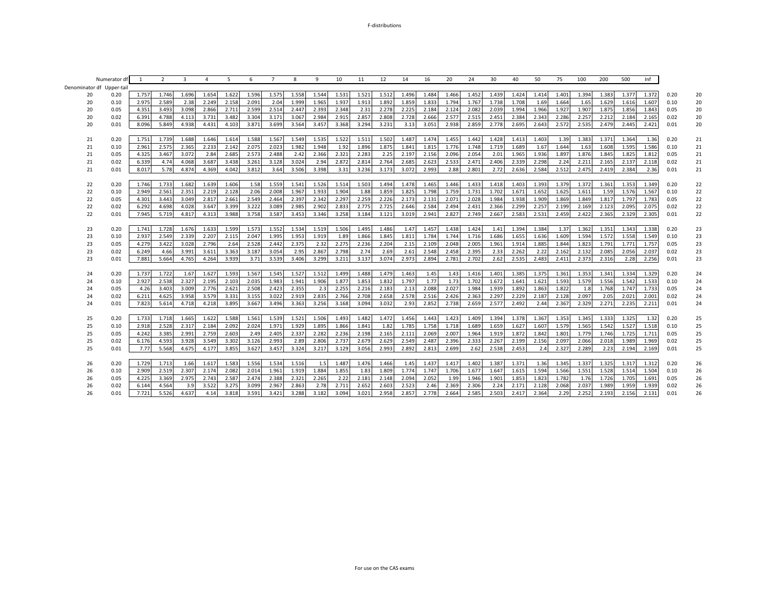# F-distributions

| Denominator df | Upper-tail | 1 | 2 | 3 | 4 | 5 | 6 | 7 | 8 | 9 | 10 | 11 | 12 | 14 | 16 | 20 | 24 | 30 | 40 | 50 | 75 | 100 | 200 | 500 | Inf | | |
|---|---|---|---|---|---|---|---|---|---|---|---|---|---|---|---|---|---|---|---|---|---|---|---|---|---|---|---|
| 20 | 0.20 | 1.757 | 1.746 | 1.696 | 1.654 | 1.622 | 1.596 | 1.575 | 1.558 | 1.544 | 1.531 | 1.521 | 1.512 | 1.496 | 1.484 | 1.466 | 1.452 | 1.439 | 1.424 | 1.414 | 1.401 | 1.394 | 1.383 | 1.377 | 1.372 | 0.20 | 20 |
| 20 | 0.10 | 2.975 | 2.589 | 2.38 | 2.249 | 2.158 | 2.091 | 2.04 | 1.999 | 1.965 | 1.937 | 1.913 | 1.892 | 1.859 | 1.833 | 1.794 | 1.767 | 1.738 | 1.708 | 1.69 | 1.664 | 1.65 | 1.629 | 1.616 | 1.607 | 0.10 | 20 |
| 20 | 0.05 | 4.351 | 3.493 | 3.098 | 2.866 | 2.711 | 2.599 | 2.514 | 2.447 | 2.393 | 2.348 | 2.31 | 2.278 | 2.225 | 2.184 | 2.124 | 2.082 | 2.039 | 1.994 | 1.966 | 1.927 | 1.907 | 1.875 | 1.856 | 1.843 | 0.05 | 20 |
| 20 | 0.02 | 6.391 | 4.788 | 4.113 | 3.731 | 3.482 | 3.304 | 3.171 | 3.067 | 2.984 | 2.915 | 2.857 | 2.808 | 2.728 | 2.666 | 2.577 | 2.515 | 2.451 | 2.384 | 2.343 | 2.286 | 2.257 | 2.212 | 2.184 | 2.165 | 0.02 | 20 |
| 20 | 0.01 | 8.096 | 5.849 | 4.938 | 4.431 | 4.103 | 3.871 | 3.699 | 3.564 | 3.457 | 3.368 | 3.294 | 3.231 | 3.13 | 3.051 | 2.938 | 2.859 | 2.778 | 2.695 | 2.643 | 2.572 | 2.535 | 2.479 | 2.445 | 2.421 | 0.01 | 20 |
| 21 | 0.20 | 1.751 | 1.739 | 1.688 | 1.646 | 1.614 | 1.588 | 1.567 | 1.549 | 1.535 | 1.522 | 1.511 | 1.502 | 1.487 | 1.474 | 1.455 | 1.442 | 1.428 | 1.413 | 1.403 | 1.39 | 1.383 | 1.371 | 1.364 | 1.36 | 0.20 | 21 |
| 21 | 0.10 | 2.961 | 2.575 | 2.365 | 2.233 | 2.142 | 2.075 | 2.023 | 1.982 | 1.948 | 1.92 | 1.896 | 1.875 | 1.841 | 1.815 | 1.776 | 1.748 | 1.719 | 1.689 | 1.67 | 1.644 | 1.63 | 1.608 | 1.595 | 1.586 | 0.10 | 21 |
| 21 | 0.05 | 4.325 | 3.467 | 3.072 | 2.84 | 2.685 | 2.573 | 2.488 | 2.42 | 2.366 | 2.321 | 2.283 | 2.25 | 2.197 | 2.156 | 2.096 | 2.054 | 2.01 | 1.965 | 1.936 | 1.897 | 1.876 | 1.845 | 1.825 | 1.812 | 0.05 | 21 |
| 21 | 0.02 | 6.339 | 4.74 | 4.068 | 3.687 | 3.438 | 3.261 | 3.128 | 3.024 | 2.94 | 2.872 | 2.814 | 2.764 | 2.685 | 2.623 | 2.533 | 2.471 | 2.406 | 2.339 | 2.298 | 2.24 | 2.211 | 2.165 | 2.137 | 2.118 | 0.02 | 21 |
| 21 | 0.01 | 8.017 | 5.78 | 4.874 | 4.369 | 4.042 | 3.812 | 3.64 | 3.506 | 3.398 | 3.31 | 3.236 | 3.173 | 3.072 | 2.993 | 2.88 | 2.801 | 2.72 | 2.636 | 2.584 | 2.512 | 2.475 | 2.419 | 2.384 | 2.36 | 0.01 | 21 |
| 22 | 0.20 | 1.746 | 1.733 | 1.682 | 1.639 | 1.606 | 1.58 | 1.559 | 1.541 | 1.526 | 1.514 | 1.503 | 1.494 | 1.478 | 1.465 | 1.446 | 1.433 | 1.418 | 1.403 | 1.393 | 1.379 | 1.372 | 1.361 | 1.353 | 1.349 | 0.20 | 22 |
| 22 | 0.10 | 2.949 | 2.561 | 2.351 | 2.219 | 2.128 | 2.06 | 2.008 | 1.967 | 1.933 | 1.904 | 1.88 | 1.859 | 1.825 | 1.798 | 1.759 | 1.731 | 1.702 | 1.671 | 1.652 | 1.625 | 1.611 | 1.59 | 1.576 | 1.567 | 0.10 | 22 |
| 22 | 0.05 | 4.301 | 3.443 | 3.049 | 2.817 | 2.661 | 2.549 | 2.464 | 2.397 | 2.342 | 2.297 | 2.259 | 2.226 | 2.173 | 2.131 | 2.071 | 2.028 | 1.984 | 1.938 | 1.909 | 1.869 | 1.849 | 1.817 | 1.797 | 1.783 | 0.05 | 22 |
| 22 | 0.02 | 6.292 | 4.698 | 4.028 | 3.647 | 3.399 | 3.222 | 3.089 | 2.985 | 2.902 | 2.833 | 2.775 | 2.725 | 2.646 | 2.584 | 2.494 | 2.431 | 2.366 | 2.299 | 2.257 | 2.199 | 2.169 | 2.123 | 2.095 | 2.075 | 0.02 | 22 |
| 22 | 0.01 | 7.945 | 5.719 | 4.817 | 4.313 | 3.988 | 3.758 | 3.587 | 3.453 | 3.346 | 3.258 | 3.184 | 3.121 | 3.019 | 2.941 | 2.827 | 2.749 | 2.667 | 2.583 | 2.531 | 2.459 | 2.422 | 2.365 | 2.329 | 2.305 | 0.01 | 22 |
| 23 | 0.20 | 1.741 | 1.728 | 1.676 | 1.633 | 1.599 | 1.573 | 1.552 | 1.534 | 1.519 | 1.506 | 1.495 | 1.486 | 1.47 | 1.457 | 1.438 | 1.424 | 1.41 | 1.394 | 1.384 | 1.37 | 1.362 | 1.351 | 1.343 | 1.338 | 0.20 | 23 |
| 23 | 0.10 | 2.937 | 2.549 | 2.339 | 2.207 | 2.115 | 2.047 | 1.995 | 1.953 | 1.919 | 1.89 | 1.866 | 1.845 | 1.811 | 1.784 | 1.744 | 1.716 | 1.686 | 1.655 | 1.636 | 1.609 | 1.594 | 1.572 | 1.558 | 1.549 | 0.10 | 23 |
| 23 | 0.05 | 4.279 | 3.422 | 3.028 | 2.796 | 2.64 | 2.528 | 2.442 | 2.375 | 2.32 | 2.275 | 2.236 | 2.204 | 2.15 | 2.109 | 2.048 | 2.005 | 1.961 | 1.914 | 1.885 | 1.844 | 1.823 | 1.791 | 1.771 | 1.757 | 0.05 | 23 |
| 23 | 0.02 | 6.249 | 4.66 | 3.991 | 3.611 | 3.363 | 3.187 | 3.054 | 2.95 | 2.867 | 2.798 | 2.74 | 2.69 | 2.61 | 2.548 | 2.458 | 2.395 | 2.33 | 2.262 | 2.22 | 2.162 | 2.132 | 2.085 | 2.056 | 2.037 | 0.02 | 23 |
| 23 | 0.01 | 7.881 | 5.664 | 4.765 | 4.264 | 3.939 | 3.71 | 3.539 | 3.406 | 3.299 | 3.211 | 3.137 | 3.074 | 2.973 | 2.894 | 2.781 | 2.702 | 2.62 | 2.535 | 2.483 | 2.411 | 2.373 | 2.316 | 2.28 | 2.256 | 0.01 | 23 |
| 24 | 0.20 | 1.737 | 1.722 | 1.67 | 1.627 | 1.593 | 1.567 | 1.545 | 1.527 | 1.512 | 1.499 | 1.488 | 1.479 | 1.463 | 1.45 | 1.43 | 1.416 | 1.401 | 1.385 | 1.375 | 1.361 | 1.353 | 1.341 | 1.334 | 1.329 | 0.20 | 24 |
| 24 | 0.10 | 2.927 | 2.538 | 2.327 | 2.195 | 2.103 | 2.035 | 1.983 | 1.941 | 1.906 | 1.877 | 1.853 | 1.832 | 1.797 | 1.77 | 1.73 | 1.702 | 1.672 | 1.641 | 1.621 | 1.593 | 1.579 | 1.556 | 1.542 | 1.533 | 0.10 | 24 |
| 24 | 0.05 | 4.26 | 3.403 | 3.009 | 2.776 | 2.621 | 2.508 | 2.423 | 2.355 | 2.3 | 2.255 | 2.216 | 2.183 | 2.13 | 2.088 | 2.027 | 1.984 | 1.939 | 1.892 | 1.863 | 1.822 | 1.8 | 1.768 | 1.747 | 1.733 | 0.05 | 24 |
| 24 | 0.02 | 6.211 | 4.625 | 3.958 | 3.579 | 3.331 | 3.155 | 3.022 | 2.919 | 2.835 | 2.766 | 2.708 | 2.658 | 2.578 | 2.516 | 2.426 | 2.363 | 2.297 | 2.229 | 2.187 | 2.128 | 2.097 | 2.05 | 2.021 | 2.001 | 0.02 | 24 |
| 24 | 0.01 | 7.823 | 5.614 | 4.718 | 4.218 | 3.895 | 3.667 | 3.496 | 3.363 | 3.256 | 3.168 | 3.094 | 3.032 | 2.93 | 2.852 | 2.738 | 2.659 | 2.577 | 2.492 | 2.44 | 2.367 | 2.329 | 2.271 | 2.235 | 2.211 | 0.01 | 24 |
| 25 | 0.20 | 1.733 | 1.718 | 1.665 | 1.622 | 1.588 | 1.561 | 1.539 | 1.521 | 1.506 | 1.493 | 1.482 | 1.472 | 1.456 | 1.443 | 1.423 | 1.409 | 1.394 | 1.378 | 1.367 | 1.353 | 1.345 | 1.333 | 1.325 | 1.32 | 0.20 | 25 |
| 25 | 0.10 | 2.918 | 2.528 | 2.317 | 2.184 | 2.092 | 2.024 | 1.971 | 1.929 | 1.895 | 1.866 | 1.841 | 1.82 | 1.785 | 1.758 | 1.718 | 1.689 | 1.659 | 1.627 | 1.607 | 1.579 | 1.565 | 1.542 | 1.527 | 1.518 | 0.10 | 25 |
| 25 | 0.05 | 4.242 | 3.385 | 2.991 | 2.759 | 2.603 | 2.49 | 2.405 | 2.337 | 2.282 | 2.236 | 2.198 | 2.165 | 2.111 | 2.069 | 2.007 | 1.964 | 1.919 | 1.872 | 1.842 | 1.801 | 1.779 | 1.746 | 1.725 | 1.711 | 0.05 | 25 |
| 25 | 0.02 | 6.176 | 4.593 | 3.928 | 3.549 | 3.302 | 3.126 | 2.993 | 2.89 | 2.806 | 2.737 | 2.679 | 2.629 | 2.549 | 2.487 | 2.396 | 2.333 | 2.267 | 2.199 | 2.156 | 2.097 | 2.066 | 2.018 | 1.989 | 1.969 | 0.02 | 25 |
| 25 | 0.01 | 7.77 | 5.568 | 4.675 | 4.177 | 3.855 | 3.627 | 3.457 | 3.324 | 3.217 | 3.129 | 3.056 | 2.993 | 2.892 | 2.813 | 2.699 | 2.62 | 2.538 | 2.453 | 2.4 | 2.327 | 2.289 | 2.23 | 2.194 | 2.169 | 0.01 | 25 |
| 26 | 0.20 | 1.729 | 1.713 | 1.66 | 1.617 | 1.583 | 1.556 | 1.534 | 1.516 | 1.5 | 1.487 | 1.476 | 1.466 | 1.45 | 1.437 | 1.417 | 1.402 | 1.387 | 1.371 | 1.36 | 1.345 | 1.337 | 1.325 | 1.317 | 1.312 | 0.20 | 26 |
| 26 | 0.10 | 2.909 | 2.519 | 2.307 | 2.174 | 2.082 | 2.014 | 1.961 | 1.919 | 1.884 | 1.855 | 1.83 | 1.809 | 1.774 | 1.747 | 1.706 | 1.677 | 1.647 | 1.615 | 1.594 | 1.566 | 1.551 | 1.528 | 1.514 | 1.504 | 0.10 | 26 |
| 26 | 0.05 | 4.225 | 3.369 | 2.975 | 2.743 | 2.587 | 2.474 | 2.388 | 2.321 | 2.265 | 2.22 | 2.181 | 2.148 | 2.094 | 2.052 | 1.99 | 1.946 | 1.901 | 1.853 | 1.823 | 1.782 | 1.76 | 1.726 | 1.705 | 1.691 | 0.05 | 26 |
| 26 | 0.02 | 6.144 | 4.564 | 3.9 | 3.522 | 3.275 | 3.099 | 2.967 | 2.863 | 2.78 | 2.711 | 2.652 | 2.603 | 2.523 | 2.46 | 2.369 | 2.306 | 2.24 | 2.171 | 2.128 | 2.068 | 2.037 | 1.989 | 1.959 | 1.939 | 0.02 | 26 |
| 26 | 0.01 | 7.721 | 5.526 | 4.637 | 4.14 | 3.818 | 3.591 | 3.421 | 3.288 | 3.182 | 3.094 | 3.021 | 2.958 | 2.857 | 2.778 | 2.664 | 2.585 | 2.503 | 2.417 | 2.364 | 2.29 | 2.252 | 2.193 | 2.156 | 2.131 | 0.01 | 26 |

For use on the CAS exams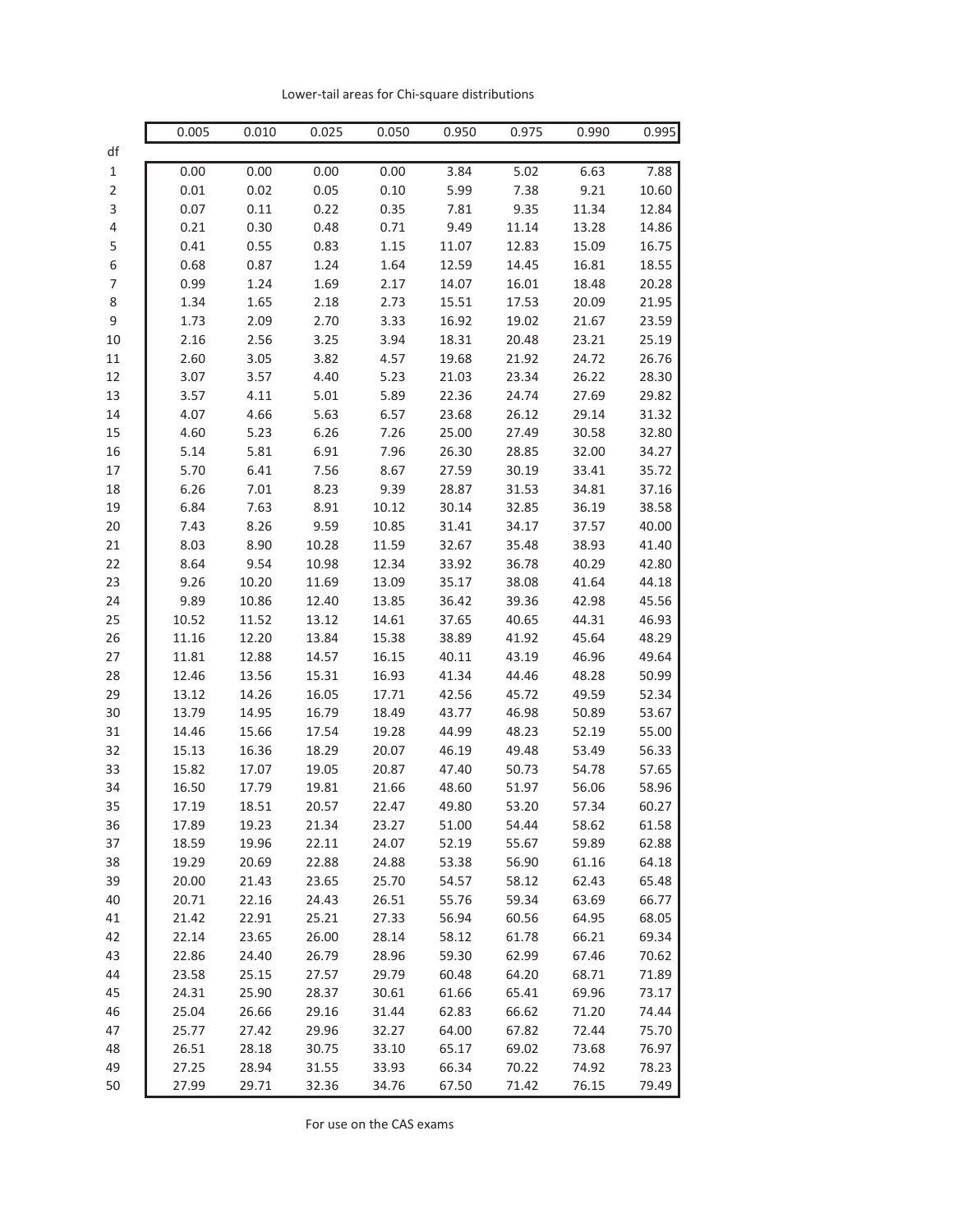Lower-tail areas for Chi-square distributions

| df | 0.005 | 0.010 | 0.025 | 0.050 | 0.950 | 0.975 | 0.990 | 0.995 |
|---|---|---|---|---|---|---|---|---|
| 1 | 0.00 | 0.00 | 0.00 | 0.00 | 3.84 | 5.02 | 6.63 | 7.88 |
| 2 | 0.01 | 0.02 | 0.05 | 0.10 | 5.99 | 7.38 | 9.21 | 10.60 |
| 3 | 0.07 | 0.11 | 0.22 | 0.35 | 7.81 | 9.35 | 11.34 | 12.84 |
| 4 | 0.21 | 0.30 | 0.48 | 0.71 | 9.49 | 11.14 | 13.28 | 14.86 |
| 5 | 0.41 | 0.55 | 0.83 | 1.15 | 11.07 | 12.83 | 15.09 | 16.75 |
| 6 | 0.68 | 0.87 | 1.24 | 1.64 | 12.59 | 14.45 | 16.81 | 18.55 |
| 7 | 0.99 | 1.24 | 1.69 | 2.17 | 14.07 | 16.01 | 18.48 | 20.28 |
| 8 | 1.34 | 1.65 | 2.18 | 2.73 | 15.51 | 17.53 | 20.09 | 21.95 |
| 9 | 1.73 | 2.09 | 2.70 | 3.33 | 16.92 | 19.02 | 21.67 | 23.59 |
| 10 | 2.16 | 2.56 | 3.25 | 3.94 | 18.31 | 20.48 | 23.21 | 25.19 |
| 11 | 2.60 | 3.05 | 3.82 | 4.57 | 19.68 | 21.92 | 24.72 | 26.76 |
| 12 | 3.07 | 3.57 | 4.40 | 5.23 | 21.03 | 23.34 | 26.22 | 28.30 |
| 13 | 3.57 | 4.11 | 5.01 | 5.89 | 22.36 | 24.74 | 27.69 | 29.82 |
| 14 | 4.07 | 4.66 | 5.63 | 6.57 | 23.68 | 26.12 | 29.14 | 31.32 |
| 15 | 4.60 | 5.23 | 6.26 | 7.26 | 25.00 | 27.49 | 30.58 | 32.80 |
| 16 | 5.14 | 5.81 | 6.91 | 7.96 | 26.30 | 28.85 | 32.00 | 34.27 |
| 17 | 5.70 | 6.41 | 7.56 | 8.67 | 27.59 | 30.19 | 33.41 | 35.72 |
| 18 | 6.26 | 7.01 | 8.23 | 9.39 | 28.87 | 31.53 | 34.81 | 37.16 |
| 19 | 6.84 | 7.63 | 8.91 | 10.12 | 30.14 | 32.85 | 36.19 | 38.58 |
| 20 | 7.43 | 8.26 | 9.59 | 10.85 | 31.41 | 34.17 | 37.57 | 40.00 |
| 21 | 8.03 | 8.90 | 10.28 | 11.59 | 32.67 | 35.48 | 38.93 | 41.40 |
| 22 | 8.64 | 9.54 | 10.98 | 12.34 | 33.92 | 36.78 | 40.29 | 42.80 |
| 23 | 9.26 | 10.20 | 11.69 | 13.09 | 35.17 | 38.08 | 41.64 | 44.18 |
| 24 | 9.89 | 10.86 | 12.40 | 13.85 | 36.42 | 39.36 | 42.98 | 45.56 |
| 25 | 10.52 | 11.52 | 13.12 | 14.61 | 37.65 | 40.65 | 44.31 | 46.93 |
| 26 | 11.16 | 12.20 | 13.84 | 15.38 | 38.89 | 41.92 | 45.64 | 48.29 |
| 27 | 11.81 | 12.88 | 14.57 | 16.15 | 40.11 | 43.19 | 46.96 | 49.64 |
| 28 | 12.46 | 13.56 | 15.31 | 16.93 | 41.34 | 44.46 | 48.28 | 50.99 |
| 29 | 13.12 | 14.26 | 16.05 | 17.71 | 42.56 | 45.72 | 49.59 | 52.34 |
| 30 | 13.79 | 14.95 | 16.79 | 18.49 | 43.77 | 46.98 | 50.89 | 53.67 |
| 31 | 14.46 | 15.66 | 17.54 | 19.28 | 44.99 | 48.23 | 52.19 | 55.00 |
| 32 | 15.13 | 16.36 | 18.29 | 20.07 | 46.19 | 49.48 | 53.49 | 56.33 |
| 33 | 15.82 | 17.07 | 19.05 | 20.87 | 47.40 | 50.73 | 54.78 | 57.65 |
| 34 | 16.50 | 17.79 | 19.81 | 21.66 | 48.60 | 51.97 | 56.06 | 58.96 |
| 35 | 17.19 | 18.51 | 20.57 | 22.47 | 49.80 | 53.20 | 57.34 | 60.27 |
| 36 | 17.89 | 19.23 | 21.34 | 23.27 | 51.00 | 54.44 | 58.62 | 61.58 |
| 37 | 18.59 | 19.96 | 22.11 | 24.07 | 52.19 | 55.67 | 59.89 | 62.88 |
| 38 | 19.29 | 20.69 | 22.88 | 24.88 | 53.38 | 56.90 | 61.16 | 64.18 |
| 39 | 20.00 | 21.43 | 23.65 | 25.70 | 54.57 | 58.12 | 62.43 | 65.48 |
| 40 | 20.71 | 22.16 | 24.43 | 26.51 | 55.76 | 59.34 | 63.69 | 66.77 |
| 41 | 21.42 | 22.91 | 25.21 | 27.33 | 56.94 | 60.56 | 64.95 | 68.05 |
| 42 | 22.14 | 23.65 | 26.00 | 28.14 | 58.12 | 61.78 | 66.21 | 69.34 |
| 43 | 22.86 | 24.40 | 26.79 | 28.96 | 59.30 | 62.99 | 67.46 | 70.62 |
| 44 | 23.58 | 25.15 | 27.57 | 29.79 | 60.48 | 64.20 | 68.71 | 71.89 |
| 45 | 24.31 | 25.90 | 28.37 | 30.61 | 61.66 | 65.41 | 69.96 | 73.17 |
| 46 | 25.04 | 26.66 | 29.16 | 31.44 | 62.83 | 66.62 | 71.20 | 74.44 |
| 47 | 25.77 | 27.42 | 29.96 | 32.27 | 64.00 | 67.82 | 72.44 | 75.70 |
| 48 | 26.51 | 28.18 | 30.75 | 33.10 | 65.17 | 69.02 | 73.68 | 76.97 |
| 49 | 27.25 | 28.94 | 31.55 | 33.93 | 66.34 | 70.22 | 74.92 | 78.23 |
| 50 | 27.99 | 29.71 | 32.36 | 34.76 | 67.50 | 71.42 | 76.15 | 79.49 |

For use on the CAS exams